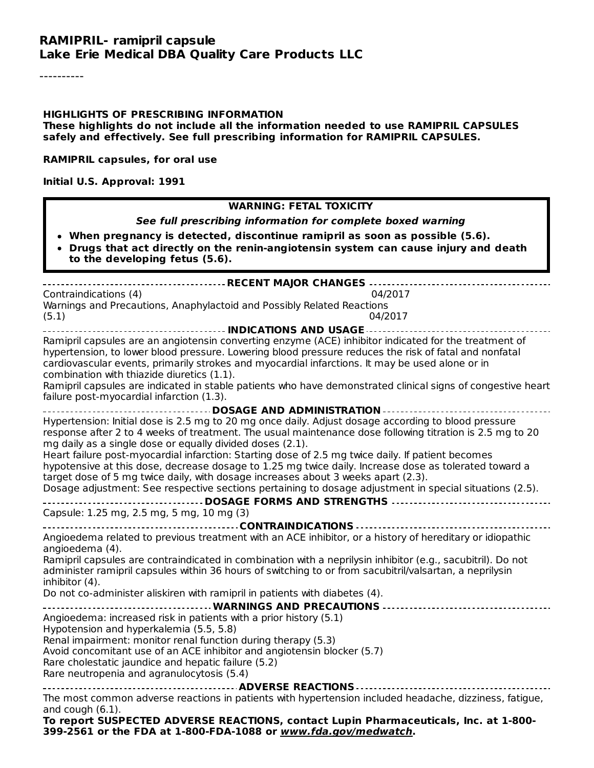# RAMIPRIL- ramipril capsule
**Lake Erie Medical DBA Quality Care Products LLC**

----------

**HIGHLIGHTS OF PRESCRIBING INFORMATION**
**These highlights do not include all the information needed to use RAMIPRIL CAPSULES safely and effectively. See full prescribing information for RAMIPRIL CAPSULES.**

**RAMIPRIL capsules, for oral use**

**Initial U.S. Approval: 1991**

**WARNING: FETAL TOXICITY**

***See full prescribing information for complete boxed warning***

- **When pregnancy is detected, discontinue ramipril as soon as possible (5.6).**
- **Drugs that act directly on the renin-angiotensin system can cause injury and death to the developing fetus (5.6).**

**RECENT MAJOR CHANGES**

Contraindications (4) 04/2017
Warnings and Precautions, Anaphylactoid and Possibly Related Reactions (5.1) 04/2017

**INDICATIONS AND USAGE**

Ramipril capsules are an angiotensin converting enzyme (ACE) inhibitor indicated for the treatment of hypertension, to lower blood pressure. Lowering blood pressure reduces the risk of fatal and nonfatal cardiovascular events, primarily strokes and myocardial infarctions. It may be used alone or in combination with thiazide diuretics (1.1).
Ramipril capsules are indicated in stable patients who have demonstrated clinical signs of congestive heart failure post-myocardial infarction (1.3).

**DOSAGE AND ADMINISTRATION**

Hypertension: Initial dose is 2.5 mg to 20 mg once daily. Adjust dosage according to blood pressure response after 2 to 4 weeks of treatment. The usual maintenance dose following titration is 2.5 mg to 20 mg daily as a single dose or equally divided doses (2.1).
Heart failure post-myocardial infarction: Starting dose of 2.5 mg twice daily. If patient becomes hypotensive at this dose, decrease dosage to 1.25 mg twice daily. Increase dose as tolerated toward a target dose of 5 mg twice daily, with dosage increases about 3 weeks apart (2.3).
Dosage adjustment: See respective sections pertaining to dosage adjustment in special situations (2.5).

**DOSAGE FORMS AND STRENGTHS**

Capsule: 1.25 mg, 2.5 mg, 5 mg, 10 mg (3)

**CONTRAINDICATIONS**

Angioedema related to previous treatment with an ACE inhibitor, or a history of hereditary or idiopathic angioedema (4).
Ramipril capsules are contraindicated in combination with a neprilysin inhibitor (e.g., sacubitril). Do not administer ramipril capsules within 36 hours of switching to or from sacubitril/valsartan, a neprilysin inhibitor (4).
Do not co-administer aliskiren with ramipril in patients with diabetes (4).

**WARNINGS AND PRECAUTIONS**

Angioedema: increased risk in patients with a prior history (5.1)
Hypotension and hyperkalemia (5.5, 5.8)
Renal impairment: monitor renal function during therapy (5.3)
Avoid concomitant use of an ACE inhibitor and angiotensin blocker (5.7)
Rare cholestatic jaundice and hepatic failure (5.2)
Rare neutropenia and agranulocytosis (5.4)

**ADVERSE REACTIONS**

The most common adverse reactions in patients with hypertension included headache, dizziness, fatigue, and cough (6.1).
**To report SUSPECTED ADVERSE REACTIONS, contact Lupin Pharmaceuticals, Inc. at 1-800-399-2561 or the FDA at 1-800-FDA-1088 or *www.fda.gov/medwatch*.**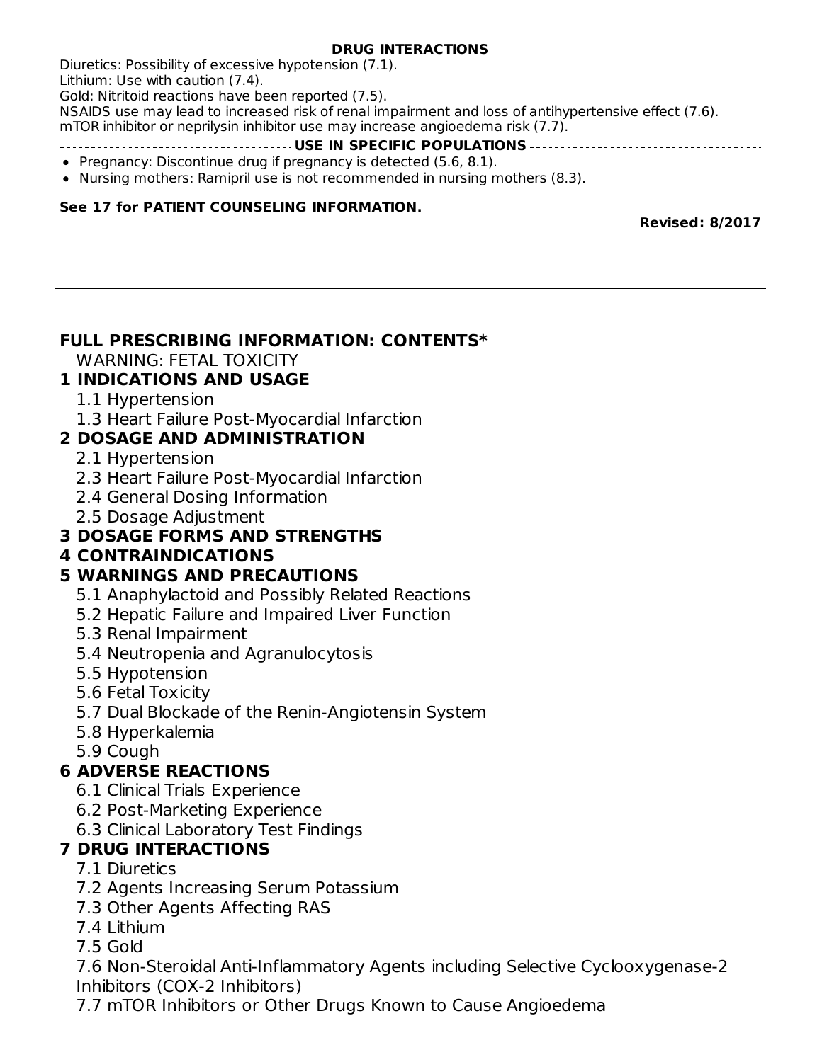**DRUG INTERACTIONS**

Diuretics: Possibility of excessive hypotension (7.1).
Lithium: Use with caution (7.4).
Gold: Nitritoid reactions have been reported (7.5).
NSAIDS use may lead to increased risk of renal impairment and loss of antihypertensive effect (7.6).
mTOR inhibitor or neprilysin inhibitor use may increase angioedema risk (7.7).

**USE IN SPECIFIC POPULATIONS**

- Pregnancy: Discontinue drug if pregnancy is detected (5.6, 8.1).
- Nursing mothers: Ramipril use is not recommended in nursing mothers (8.3).

**See 17 for PATIENT COUNSELING INFORMATION.**

**Revised: 8/2017**

---

## FULL PRESCRIBING INFORMATION: CONTENTS*

WARNING: FETAL TOXICITY

### 1 INDICATIONS AND USAGE

1.1 Hypertension
1.3 Heart Failure Post-Myocardial Infarction

### 2 DOSAGE AND ADMINISTRATION

2.1 Hypertension
2.3 Heart Failure Post-Myocardial Infarction
2.4 General Dosing Information
2.5 Dosage Adjustment

### 3 DOSAGE FORMS AND STRENGTHS

### 4 CONTRAINDICATIONS

### 5 WARNINGS AND PRECAUTIONS

5.1 Anaphylactoid and Possibly Related Reactions
5.2 Hepatic Failure and Impaired Liver Function
5.3 Renal Impairment
5.4 Neutropenia and Agranulocytosis
5.5 Hypotension
5.6 Fetal Toxicity
5.7 Dual Blockade of the Renin-Angiotensin System
5.8 Hyperkalemia
5.9 Cough

### 6 ADVERSE REACTIONS

6.1 Clinical Trials Experience
6.2 Post-Marketing Experience
6.3 Clinical Laboratory Test Findings

### 7 DRUG INTERACTIONS

7.1 Diuretics
7.2 Agents Increasing Serum Potassium
7.3 Other Agents Affecting RAS
7.4 Lithium
7.5 Gold
7.6 Non-Steroidal Anti-Inflammatory Agents including Selective Cyclooxygenase-2 Inhibitors (COX-2 Inhibitors)
7.7 mTOR Inhibitors or Other Drugs Known to Cause Angioedema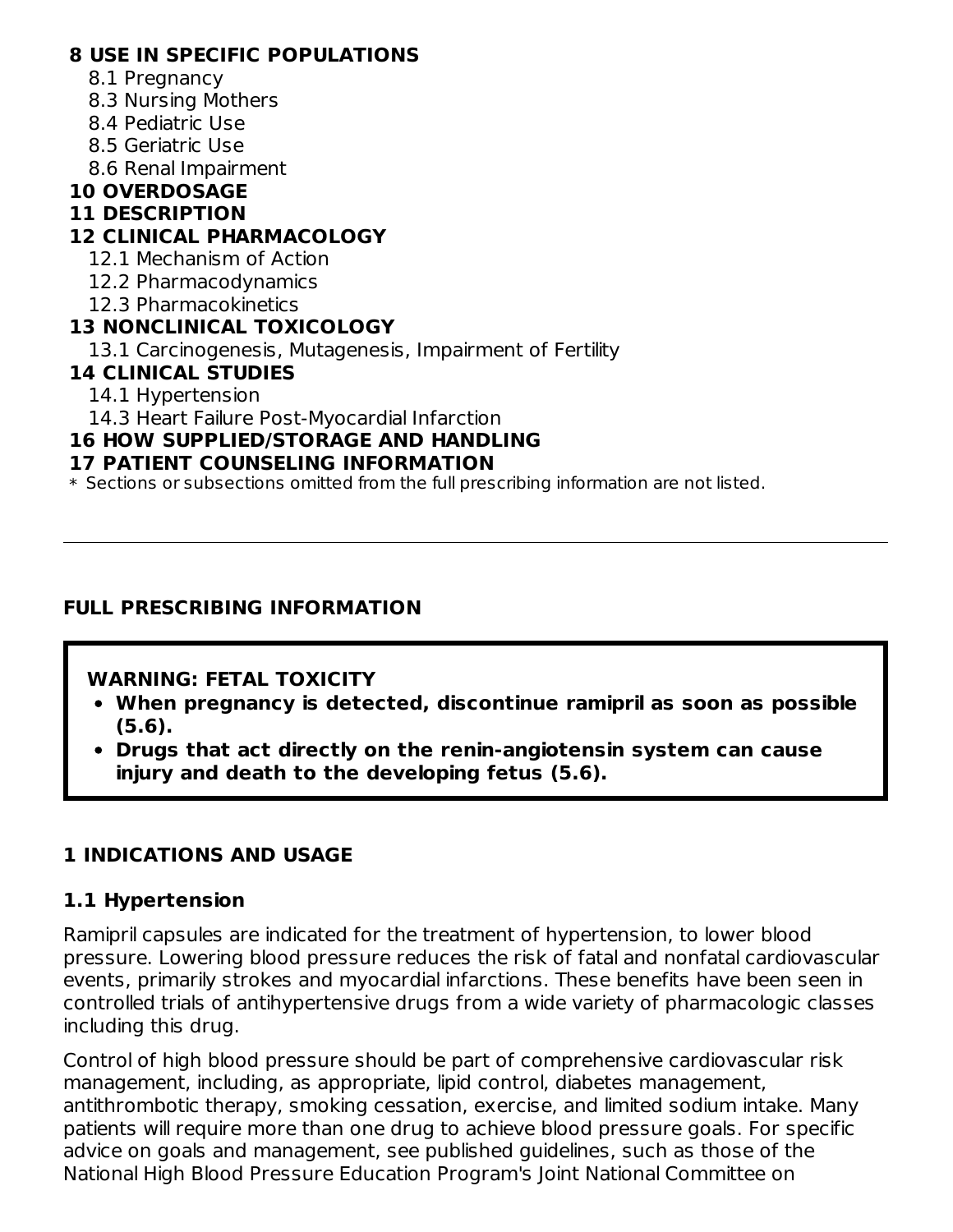**8 USE IN SPECIFIC POPULATIONS**
- 8.1 Pregnancy
- 8.3 Nursing Mothers
- 8.4 Pediatric Use
- 8.5 Geriatric Use
- 8.6 Renal Impairment

**10 OVERDOSAGE**

**11 DESCRIPTION**

**12 CLINICAL PHARMACOLOGY**
- 12.1 Mechanism of Action
- 12.2 Pharmacodynamics
- 12.3 Pharmacokinetics

**13 NONCLINICAL TOXICOLOGY**
- 13.1 Carcinogenesis, Mutagenesis, Impairment of Fertility

**14 CLINICAL STUDIES**
- 14.1 Hypertension
- 14.3 Heart Failure Post-Myocardial Infarction

**16 HOW SUPPLIED/STORAGE AND HANDLING**

**17 PATIENT COUNSELING INFORMATION**

* Sections or subsections omitted from the full prescribing information are not listed.

---

## FULL PRESCRIBING INFORMATION

> **WARNING: FETAL TOXICITY**
> - **When pregnancy is detected, discontinue ramipril as soon as possible (5.6).**
> - **Drugs that act directly on the renin-angiotensin system can cause injury and death to the developing fetus (5.6).**

## 1 INDICATIONS AND USAGE

### 1.1 Hypertension

Ramipril capsules are indicated for the treatment of hypertension, to lower blood pressure. Lowering blood pressure reduces the risk of fatal and nonfatal cardiovascular events, primarily strokes and myocardial infarctions. These benefits have been seen in controlled trials of antihypertensive drugs from a wide variety of pharmacologic classes including this drug.

Control of high blood pressure should be part of comprehensive cardiovascular risk management, including, as appropriate, lipid control, diabetes management, antithrombotic therapy, smoking cessation, exercise, and limited sodium intake. Many patients will require more than one drug to achieve blood pressure goals. For specific advice on goals and management, see published guidelines, such as those of the National High Blood Pressure Education Program's Joint National Committee on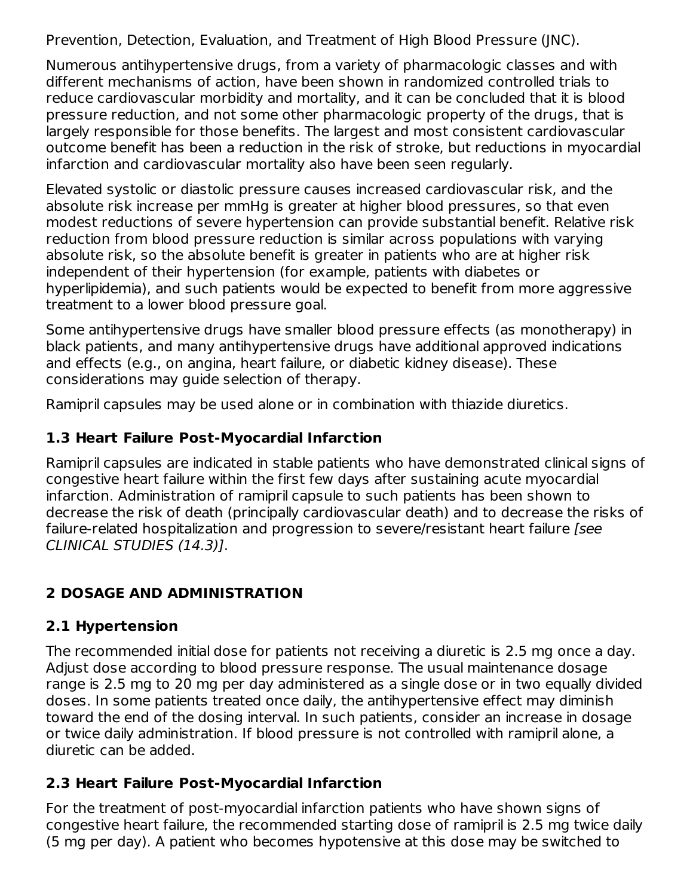Prevention, Detection, Evaluation, and Treatment of High Blood Pressure (JNC).

Numerous antihypertensive drugs, from a variety of pharmacologic classes and with different mechanisms of action, have been shown in randomized controlled trials to reduce cardiovascular morbidity and mortality, and it can be concluded that it is blood pressure reduction, and not some other pharmacologic property of the drugs, that is largely responsible for those benefits. The largest and most consistent cardiovascular outcome benefit has been a reduction in the risk of stroke, but reductions in myocardial infarction and cardiovascular mortality also have been seen regularly.

Elevated systolic or diastolic pressure causes increased cardiovascular risk, and the absolute risk increase per mmHg is greater at higher blood pressures, so that even modest reductions of severe hypertension can provide substantial benefit. Relative risk reduction from blood pressure reduction is similar across populations with varying absolute risk, so the absolute benefit is greater in patients who are at higher risk independent of their hypertension (for example, patients with diabetes or hyperlipidemia), and such patients would be expected to benefit from more aggressive treatment to a lower blood pressure goal.

Some antihypertensive drugs have smaller blood pressure effects (as monotherapy) in black patients, and many antihypertensive drugs have additional approved indications and effects (e.g., on angina, heart failure, or diabetic kidney disease). These considerations may guide selection of therapy.

Ramipril capsules may be used alone or in combination with thiazide diuretics.

### 1.3 Heart Failure Post-Myocardial Infarction

Ramipril capsules are indicated in stable patients who have demonstrated clinical signs of congestive heart failure within the first few days after sustaining acute myocardial infarction. Administration of ramipril capsule to such patients has been shown to decrease the risk of death (principally cardiovascular death) and to decrease the risks of failure-related hospitalization and progression to severe/resistant heart failure *[see CLINICAL STUDIES (14.3)]*.

## 2 DOSAGE AND ADMINISTRATION

### 2.1 Hypertension

The recommended initial dose for patients not receiving a diuretic is 2.5 mg once a day. Adjust dose according to blood pressure response. The usual maintenance dosage range is 2.5 mg to 20 mg per day administered as a single dose or in two equally divided doses. In some patients treated once daily, the antihypertensive effect may diminish toward the end of the dosing interval. In such patients, consider an increase in dosage or twice daily administration. If blood pressure is not controlled with ramipril alone, a diuretic can be added.

### 2.3 Heart Failure Post-Myocardial Infarction

For the treatment of post-myocardial infarction patients who have shown signs of congestive heart failure, the recommended starting dose of ramipril is 2.5 mg twice daily (5 mg per day). A patient who becomes hypotensive at this dose may be switched to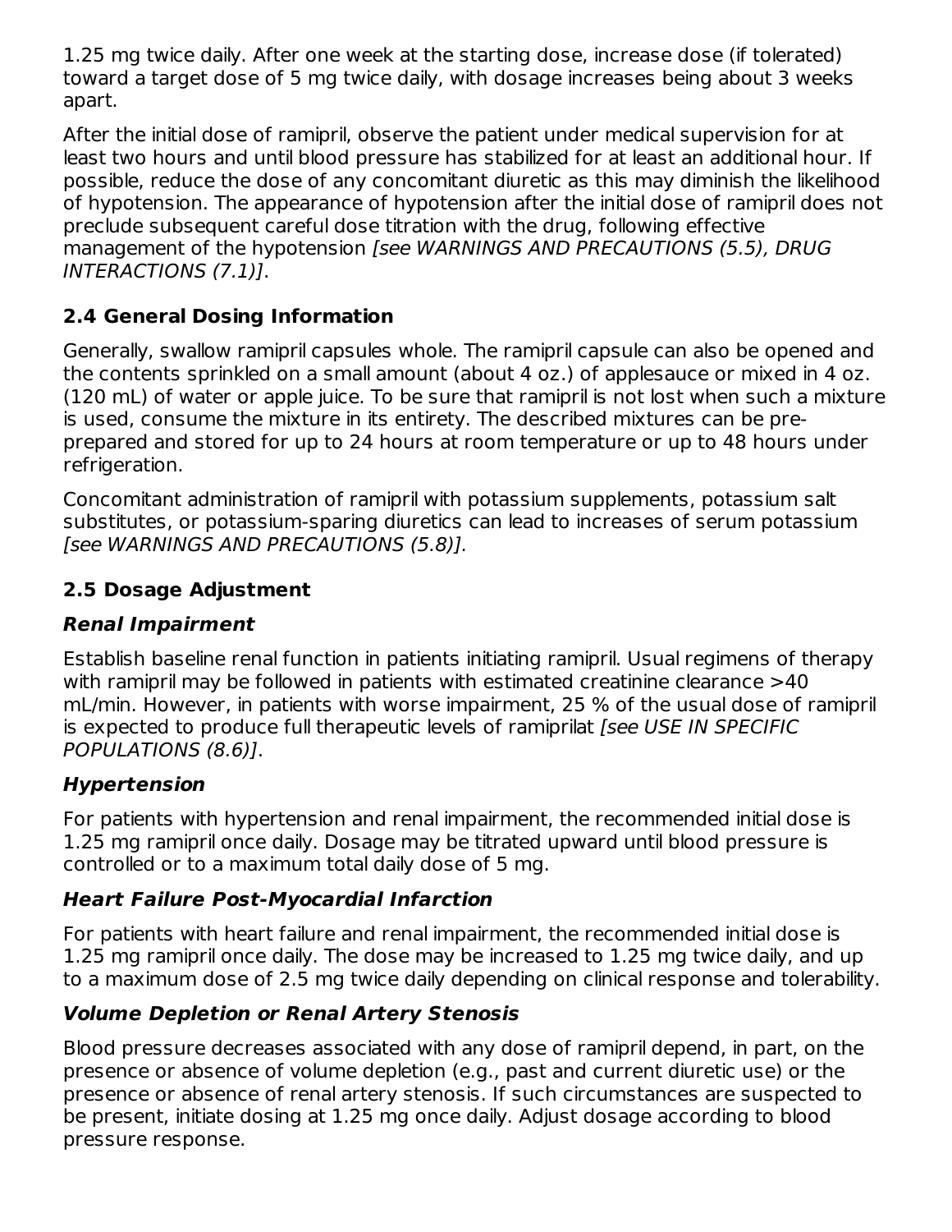1.25 mg twice daily. After one week at the starting dose, increase dose (if tolerated) toward a target dose of 5 mg twice daily, with dosage increases being about 3 weeks apart.

After the initial dose of ramipril, observe the patient under medical supervision for at least two hours and until blood pressure has stabilized for at least an additional hour. If possible, reduce the dose of any concomitant diuretic as this may diminish the likelihood of hypotension. The appearance of hypotension after the initial dose of ramipril does not preclude subsequent careful dose titration with the drug, following effective management of the hypotension *[see WARNINGS AND PRECAUTIONS (5.5), DRUG INTERACTIONS (7.1)]*.

## 2.4 General Dosing Information

Generally, swallow ramipril capsules whole. The ramipril capsule can also be opened and the contents sprinkled on a small amount (about 4 oz.) of applesauce or mixed in 4 oz. (120 mL) of water or apple juice. To be sure that ramipril is not lost when such a mixture is used, consume the mixture in its entirety. The described mixtures can be pre-prepared and stored for up to 24 hours at room temperature or up to 48 hours under refrigeration.

Concomitant administration of ramipril with potassium supplements, potassium salt substitutes, or potassium-sparing diuretics can lead to increases of serum potassium *[see WARNINGS AND PRECAUTIONS (5.8)].*

## 2.5 Dosage Adjustment

### *Renal Impairment*

Establish baseline renal function in patients initiating ramipril. Usual regimens of therapy with ramipril may be followed in patients with estimated creatinine clearance >40 mL/min. However, in patients with worse impairment, 25 % of the usual dose of ramipril is expected to produce full therapeutic levels of ramiprilat *[see USE IN SPECIFIC POPULATIONS (8.6)]*.

### *Hypertension*

For patients with hypertension and renal impairment, the recommended initial dose is 1.25 mg ramipril once daily. Dosage may be titrated upward until blood pressure is controlled or to a maximum total daily dose of 5 mg.

### *Heart Failure Post-Myocardial Infarction*

For patients with heart failure and renal impairment, the recommended initial dose is 1.25 mg ramipril once daily. The dose may be increased to 1.25 mg twice daily, and up to a maximum dose of 2.5 mg twice daily depending on clinical response and tolerability.

### *Volume Depletion or Renal Artery Stenosis*

Blood pressure decreases associated with any dose of ramipril depend, in part, on the presence or absence of volume depletion (e.g., past and current diuretic use) or the presence or absence of renal artery stenosis. If such circumstances are suspected to be present, initiate dosing at 1.25 mg once daily. Adjust dosage according to blood pressure response.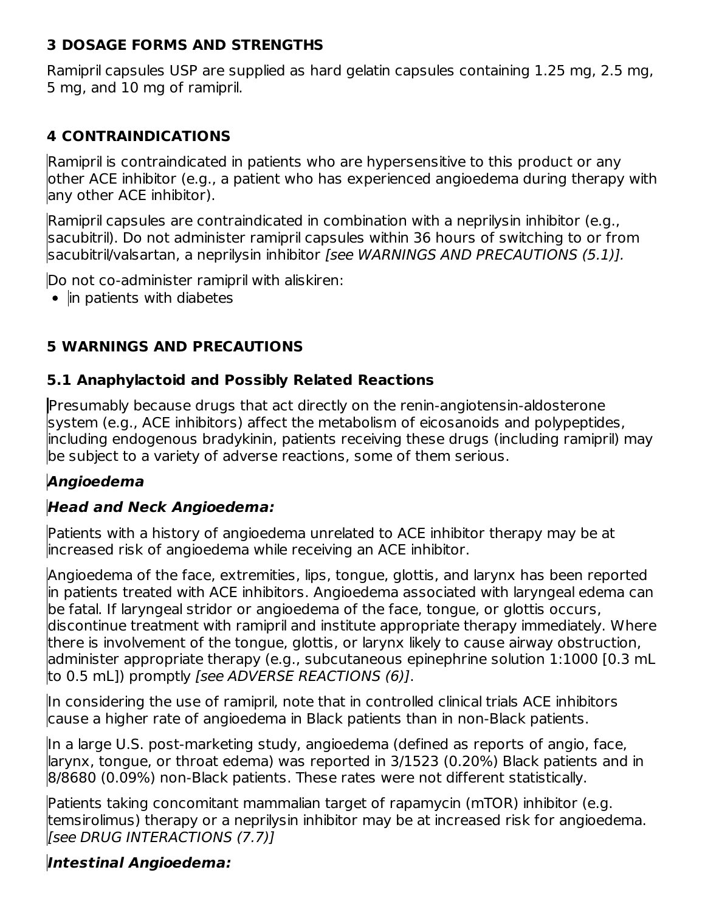## 3 DOSAGE FORMS AND STRENGTHS

Ramipril capsules USP are supplied as hard gelatin capsules containing 1.25 mg, 2.5 mg, 5 mg, and 10 mg of ramipril.

## 4 CONTRAINDICATIONS

Ramipril is contraindicated in patients who are hypersensitive to this product or any other ACE inhibitor (e.g., a patient who has experienced angioedema during therapy with any other ACE inhibitor).

Ramipril capsules are contraindicated in combination with a neprilysin inhibitor (e.g., sacubitril). Do not administer ramipril capsules within 36 hours of switching to or from sacubitril/valsartan, a neprilysin inhibitor *[see WARNINGS AND PRECAUTIONS (5.1)].*

Do not co-administer ramipril with aliskiren:

- in patients with diabetes

## 5 WARNINGS AND PRECAUTIONS

### 5.1 Anaphylactoid and Possibly Related Reactions

Presumably because drugs that act directly on the renin-angiotensin-aldosterone system (e.g., ACE inhibitors) affect the metabolism of eicosanoids and polypeptides, including endogenous bradykinin, patients receiving these drugs (including ramipril) may be subject to a variety of adverse reactions, some of them serious.

***Angioedema***

***Head and Neck Angioedema:***

Patients with a history of angioedema unrelated to ACE inhibitor therapy may be at increased risk of angioedema while receiving an ACE inhibitor.

Angioedema of the face, extremities, lips, tongue, glottis, and larynx has been reported in patients treated with ACE inhibitors. Angioedema associated with laryngeal edema can be fatal. If laryngeal stridor or angioedema of the face, tongue, or glottis occurs, discontinue treatment with ramipril and institute appropriate therapy immediately. Where there is involvement of the tongue, glottis, or larynx likely to cause airway obstruction, administer appropriate therapy (e.g., subcutaneous epinephrine solution 1:1000 [0.3 mL to 0.5 mL]) promptly *[see ADVERSE REACTIONS (6)]*.

In considering the use of ramipril, note that in controlled clinical trials ACE inhibitors cause a higher rate of angioedema in Black patients than in non-Black patients.

In a large U.S. post-marketing study, angioedema (defined as reports of angio, face, larynx, tongue, or throat edema) was reported in 3/1523 (0.20%) Black patients and in 8/8680 (0.09%) non-Black patients. These rates were not different statistically.

Patients taking concomitant mammalian target of rapamycin (mTOR) inhibitor (e.g. temsirolimus) therapy or a neprilysin inhibitor may be at increased risk for angioedema. *[see DRUG INTERACTIONS (7.7)]*

***Intestinal Angioedema:***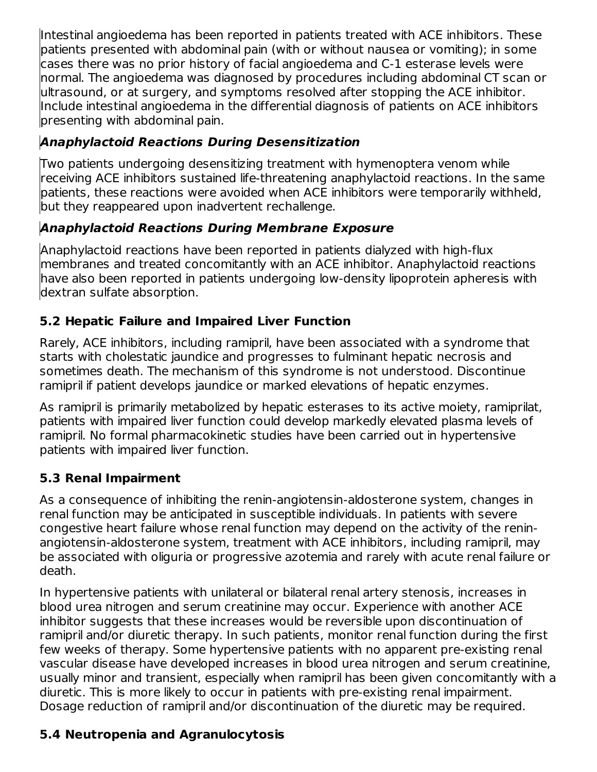Intestinal angioedema has been reported in patients treated with ACE inhibitors. These patients presented with abdominal pain (with or without nausea or vomiting); in some cases there was no prior history of facial angioedema and C-1 esterase levels were normal. The angioedema was diagnosed by procedures including abdominal CT scan or ultrasound, or at surgery, and symptoms resolved after stopping the ACE inhibitor. Include intestinal angioedema in the differential diagnosis of patients on ACE inhibitors presenting with abdominal pain.

***Anaphylactoid Reactions During Desensitization***

Two patients undergoing desensitizing treatment with hymenoptera venom while receiving ACE inhibitors sustained life-threatening anaphylactoid reactions. In the same patients, these reactions were avoided when ACE inhibitors were temporarily withheld, but they reappeared upon inadvertent rechallenge.

***Anaphylactoid Reactions During Membrane Exposure***

Anaphylactoid reactions have been reported in patients dialyzed with high-flux membranes and treated concomitantly with an ACE inhibitor. Anaphylactoid reactions have also been reported in patients undergoing low-density lipoprotein apheresis with dextran sulfate absorption.

### 5.2 Hepatic Failure and Impaired Liver Function

Rarely, ACE inhibitors, including ramipril, have been associated with a syndrome that starts with cholestatic jaundice and progresses to fulminant hepatic necrosis and sometimes death. The mechanism of this syndrome is not understood. Discontinue ramipril if patient develops jaundice or marked elevations of hepatic enzymes.

As ramipril is primarily metabolized by hepatic esterases to its active moiety, ramiprilat, patients with impaired liver function could develop markedly elevated plasma levels of ramipril. No formal pharmacokinetic studies have been carried out in hypertensive patients with impaired liver function.

### 5.3 Renal Impairment

As a consequence of inhibiting the renin-angiotensin-aldosterone system, changes in renal function may be anticipated in susceptible individuals. In patients with severe congestive heart failure whose renal function may depend on the activity of the renin-angiotensin-aldosterone system, treatment with ACE inhibitors, including ramipril, may be associated with oliguria or progressive azotemia and rarely with acute renal failure or death.

In hypertensive patients with unilateral or bilateral renal artery stenosis, increases in blood urea nitrogen and serum creatinine may occur. Experience with another ACE inhibitor suggests that these increases would be reversible upon discontinuation of ramipril and/or diuretic therapy. In such patients, monitor renal function during the first few weeks of therapy. Some hypertensive patients with no apparent pre-existing renal vascular disease have developed increases in blood urea nitrogen and serum creatinine, usually minor and transient, especially when ramipril has been given concomitantly with a diuretic. This is more likely to occur in patients with pre-existing renal impairment. Dosage reduction of ramipril and/or discontinuation of the diuretic may be required.

### 5.4 Neutropenia and Agranulocytosis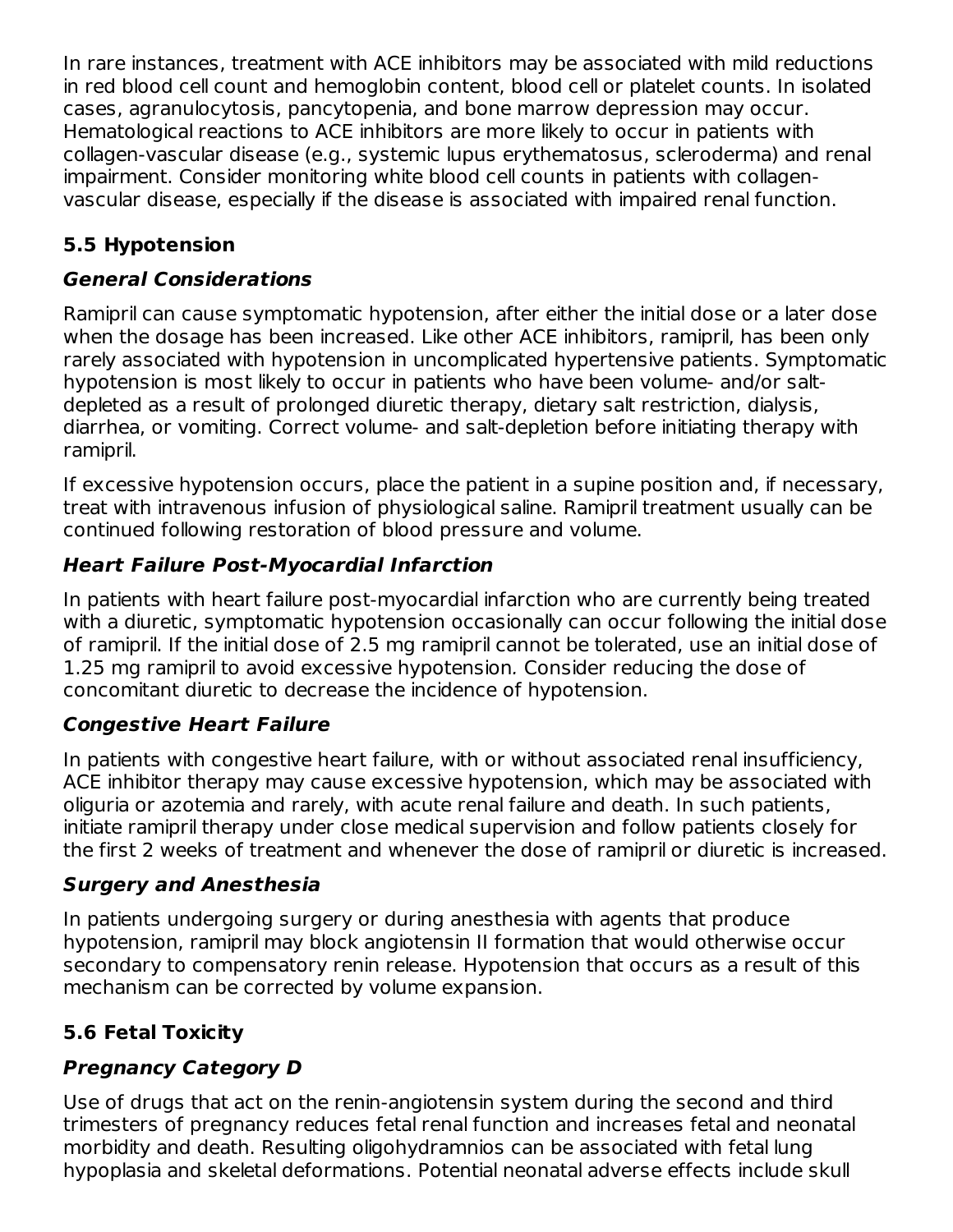In rare instances, treatment with ACE inhibitors may be associated with mild reductions in red blood cell count and hemoglobin content, blood cell or platelet counts. In isolated cases, agranulocytosis, pancytopenia, and bone marrow depression may occur. Hematological reactions to ACE inhibitors are more likely to occur in patients with collagen-vascular disease (e.g., systemic lupus erythematosus, scleroderma) and renal impairment. Consider monitoring white blood cell counts in patients with collagen-vascular disease, especially if the disease is associated with impaired renal function.

## 5.5 Hypotension

### *General Considerations*

Ramipril can cause symptomatic hypotension, after either the initial dose or a later dose when the dosage has been increased. Like other ACE inhibitors, ramipril, has been only rarely associated with hypotension in uncomplicated hypertensive patients. Symptomatic hypotension is most likely to occur in patients who have been volume- and/or salt-depleted as a result of prolonged diuretic therapy, dietary salt restriction, dialysis, diarrhea, or vomiting. Correct volume- and salt-depletion before initiating therapy with ramipril.

If excessive hypotension occurs, place the patient in a supine position and, if necessary, treat with intravenous infusion of physiological saline. Ramipril treatment usually can be continued following restoration of blood pressure and volume.

### *Heart Failure Post-Myocardial Infarction*

In patients with heart failure post-myocardial infarction who are currently being treated with a diuretic, symptomatic hypotension occasionally can occur following the initial dose of ramipril. If the initial dose of 2.5 mg ramipril cannot be tolerated, use an initial dose of 1.25 mg ramipril to avoid excessive hypotension. Consider reducing the dose of concomitant diuretic to decrease the incidence of hypotension.

### *Congestive Heart Failure*

In patients with congestive heart failure, with or without associated renal insufficiency, ACE inhibitor therapy may cause excessive hypotension, which may be associated with oliguria or azotemia and rarely, with acute renal failure and death. In such patients, initiate ramipril therapy under close medical supervision and follow patients closely for the first 2 weeks of treatment and whenever the dose of ramipril or diuretic is increased.

### *Surgery and Anesthesia*

In patients undergoing surgery or during anesthesia with agents that produce hypotension, ramipril may block angiotensin II formation that would otherwise occur secondary to compensatory renin release. Hypotension that occurs as a result of this mechanism can be corrected by volume expansion.

## 5.6 Fetal Toxicity

### *Pregnancy Category D*

Use of drugs that act on the renin-angiotensin system during the second and third trimesters of pregnancy reduces fetal renal function and increases fetal and neonatal morbidity and death. Resulting oligohydramnios can be associated with fetal lung hypoplasia and skeletal deformations. Potential neonatal adverse effects include skull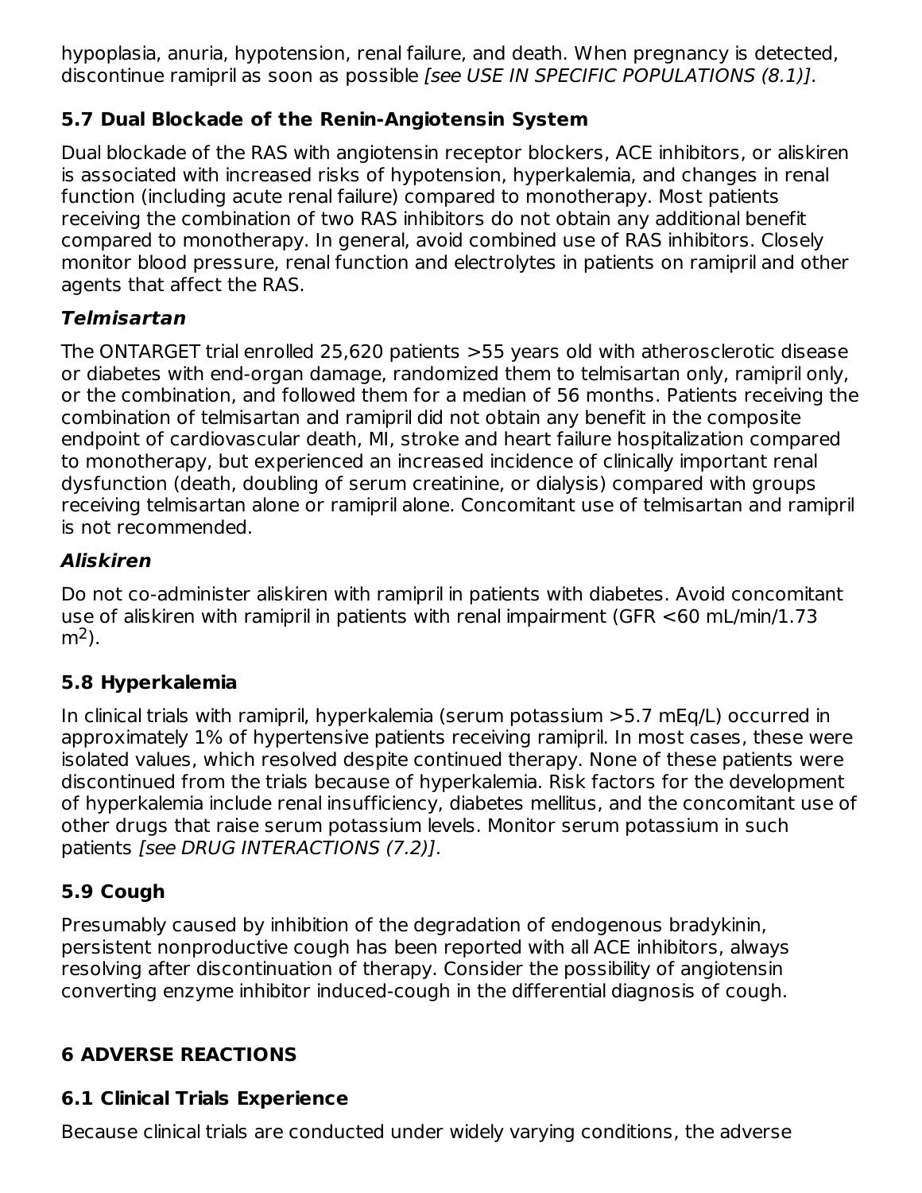hypoplasia, anuria, hypotension, renal failure, and death. When pregnancy is detected, discontinue ramipril as soon as possible *[see USE IN SPECIFIC POPULATIONS (8.1)]*.

## 5.7 Dual Blockade of the Renin-Angiotensin System

Dual blockade of the RAS with angiotensin receptor blockers, ACE inhibitors, or aliskiren is associated with increased risks of hypotension, hyperkalemia, and changes in renal function (including acute renal failure) compared to monotherapy. Most patients receiving the combination of two RAS inhibitors do not obtain any additional benefit compared to monotherapy. In general, avoid combined use of RAS inhibitors. Closely monitor blood pressure, renal function and electrolytes in patients on ramipril and other agents that affect the RAS.

### *Telmisartan*

The ONTARGET trial enrolled 25,620 patients >55 years old with atherosclerotic disease or diabetes with end-organ damage, randomized them to telmisartan only, ramipril only, or the combination, and followed them for a median of 56 months. Patients receiving the combination of telmisartan and ramipril did not obtain any benefit in the composite endpoint of cardiovascular death, MI, stroke and heart failure hospitalization compared to monotherapy, but experienced an increased incidence of clinically important renal dysfunction (death, doubling of serum creatinine, or dialysis) compared with groups receiving telmisartan alone or ramipril alone. Concomitant use of telmisartan and ramipril is not recommended.

### *Aliskiren*

Do not co-administer aliskiren with ramipril in patients with diabetes. Avoid concomitant use of aliskiren with ramipril in patients with renal impairment (GFR <60 mL/min/1.73 $m^2$).

## 5.8 Hyperkalemia

In clinical trials with ramipril, hyperkalemia (serum potassium >5.7 mEq/L) occurred in approximately 1% of hypertensive patients receiving ramipril. In most cases, these were isolated values, which resolved despite continued therapy. None of these patients were discontinued from the trials because of hyperkalemia. Risk factors for the development of hyperkalemia include renal insufficiency, diabetes mellitus, and the concomitant use of other drugs that raise serum potassium levels. Monitor serum potassium in such patients *[see DRUG INTERACTIONS (7.2)]*.

## 5.9 Cough

Presumably caused by inhibition of the degradation of endogenous bradykinin, persistent nonproductive cough has been reported with all ACE inhibitors, always resolving after discontinuation of therapy. Consider the possibility of angiotensin converting enzyme inhibitor induced-cough in the differential diagnosis of cough.

# 6 ADVERSE REACTIONS

## 6.1 Clinical Trials Experience

Because clinical trials are conducted under widely varying conditions, the adverse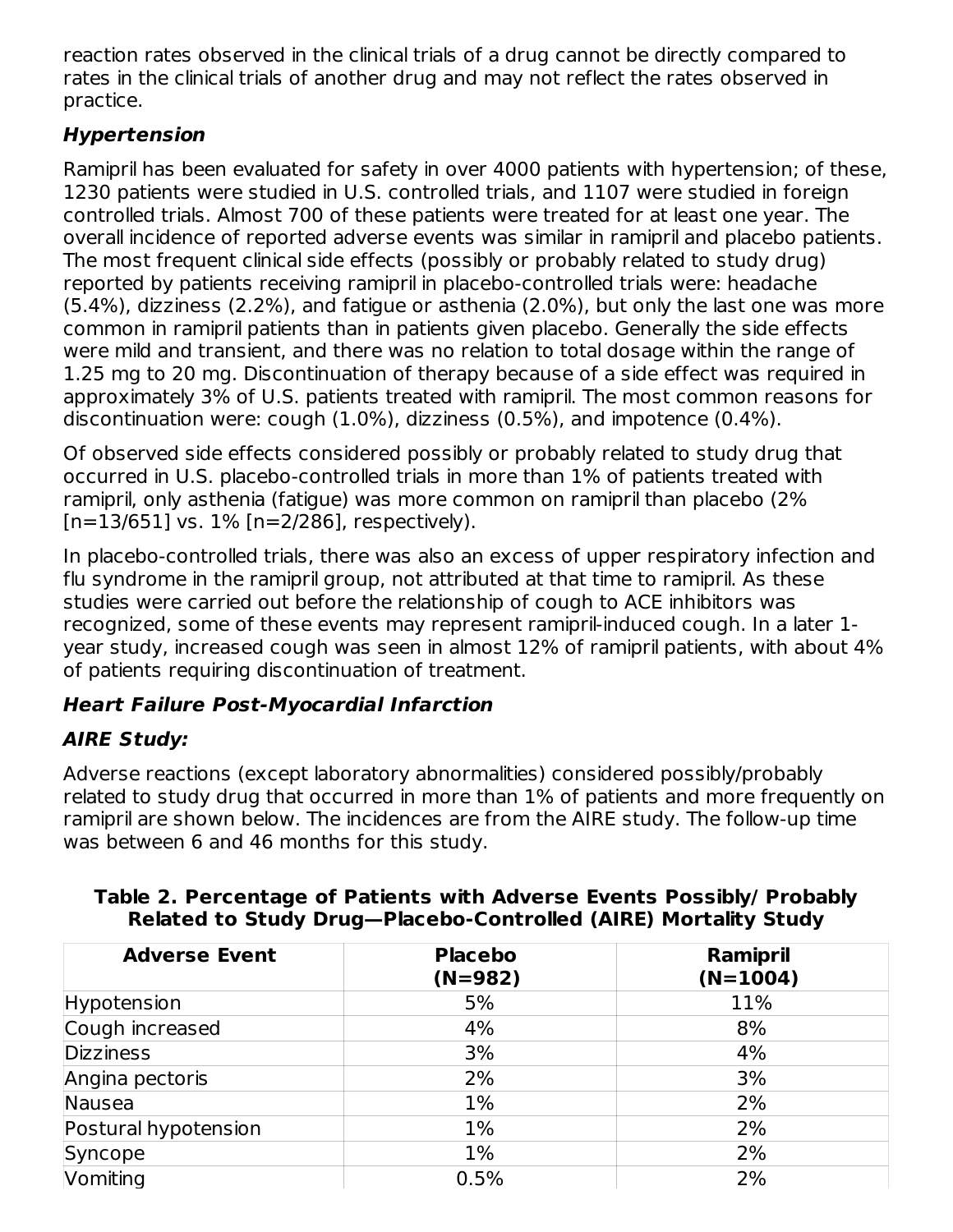reaction rates observed in the clinical trials of a drug cannot be directly compared to rates in the clinical trials of another drug and may not reflect the rates observed in practice.

### *Hypertension*

Ramipril has been evaluated for safety in over 4000 patients with hypertension; of these, 1230 patients were studied in U.S. controlled trials, and 1107 were studied in foreign controlled trials. Almost 700 of these patients were treated for at least one year. The overall incidence of reported adverse events was similar in ramipril and placebo patients. The most frequent clinical side effects (possibly or probably related to study drug) reported by patients receiving ramipril in placebo-controlled trials were: headache (5.4%), dizziness (2.2%), and fatigue or asthenia (2.0%), but only the last one was more common in ramipril patients than in patients given placebo. Generally the side effects were mild and transient, and there was no relation to total dosage within the range of 1.25 mg to 20 mg. Discontinuation of therapy because of a side effect was required in approximately 3% of U.S. patients treated with ramipril. The most common reasons for discontinuation were: cough (1.0%), dizziness (0.5%), and impotence (0.4%).

Of observed side effects considered possibly or probably related to study drug that occurred in U.S. placebo-controlled trials in more than 1% of patients treated with ramipril, only asthenia (fatigue) was more common on ramipril than placebo (2% [n=13/651] vs. 1% [n=2/286], respectively).

In placebo-controlled trials, there was also an excess of upper respiratory infection and flu syndrome in the ramipril group, not attributed at that time to ramipril. As these studies were carried out before the relationship of cough to ACE inhibitors was recognized, some of these events may represent ramipril-induced cough. In a later 1-year study, increased cough was seen in almost 12% of ramipril patients, with about 4% of patients requiring discontinuation of treatment.

### *Heart Failure Post-Myocardial Infarction*

#### *AIRE Study:*

Adverse reactions (except laboratory abnormalities) considered possibly/probably related to study drug that occurred in more than 1% of patients and more frequently on ramipril are shown below. The incidences are from the AIRE study. The follow-up time was between 6 and 46 months for this study.

**Table 2. Percentage of Patients with Adverse Events Possibly/ Probably Related to Study Drug—Placebo-Controlled (AIRE) Mortality Study**

| Adverse Event | Placebo (N=982) | Ramipril (N=1004) |
|---|---|---|
| Hypotension | 5% | 11% |
| Cough increased | 4% | 8% |
| Dizziness | 3% | 4% |
| Angina pectoris | 2% | 3% |
| Nausea | 1% | 2% |
| Postural hypotension | 1% | 2% |
| Syncope | 1% | 2% |
| Vomiting | 0.5% | 2% |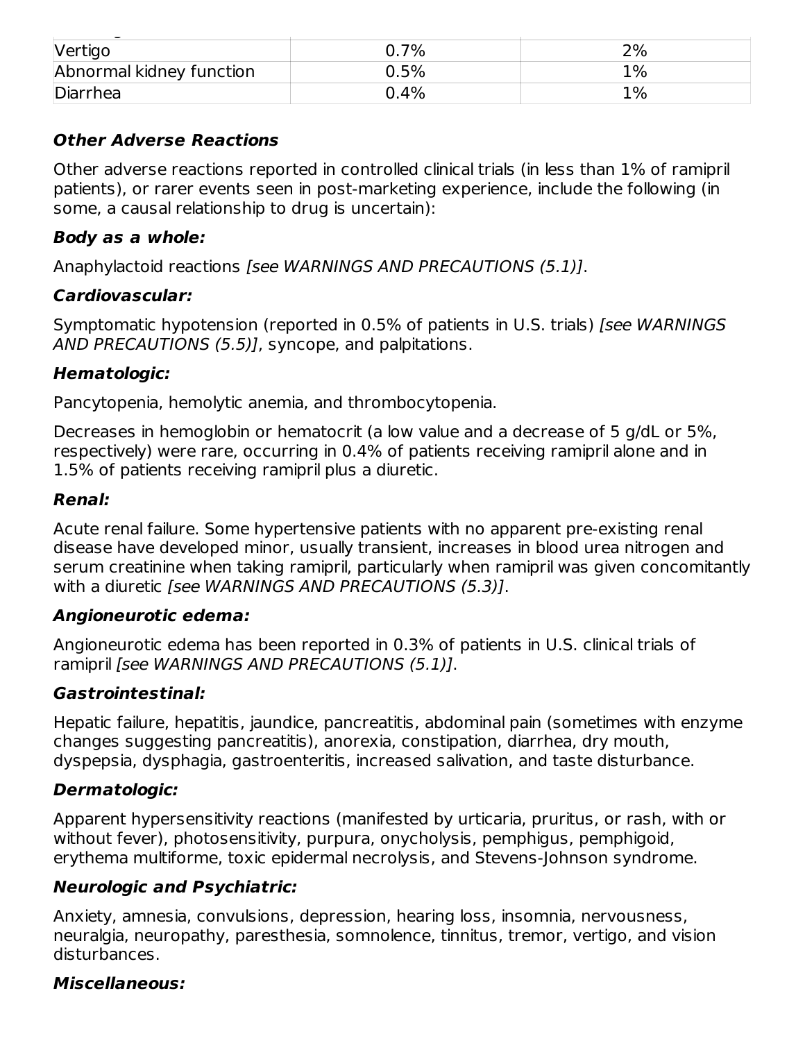| | | |
|---|---|---|
| Vertigo | 0.7% | 2% |
| Abnormal kidney function | 0.5% | 1% |
| Diarrhea | 0.4% | 1% |

### Other Adverse Reactions

Other adverse reactions reported in controlled clinical trials (in less than 1% of ramipril patients), or rarer events seen in post-marketing experience, include the following (in some, a causal relationship to drug is uncertain):

#### Body as a whole:

Anaphylactoid reactions *[see WARNINGS AND PRECAUTIONS (5.1)]*.

#### Cardiovascular:

Symptomatic hypotension (reported in 0.5% of patients in U.S. trials) *[see WARNINGS AND PRECAUTIONS (5.5)]*, syncope, and palpitations.

#### Hematologic:

Pancytopenia, hemolytic anemia, and thrombocytopenia.

Decreases in hemoglobin or hematocrit (a low value and a decrease of 5 g/dL or 5%, respectively) were rare, occurring in 0.4% of patients receiving ramipril alone and in 1.5% of patients receiving ramipril plus a diuretic.

#### Renal:

Acute renal failure. Some hypertensive patients with no apparent pre-existing renal disease have developed minor, usually transient, increases in blood urea nitrogen and serum creatinine when taking ramipril, particularly when ramipril was given concomitantly with a diuretic *[see WARNINGS AND PRECAUTIONS (5.3)]*.

#### Angioneurotic edema:

Angioneurotic edema has been reported in 0.3% of patients in U.S. clinical trials of ramipril *[see WARNINGS AND PRECAUTIONS (5.1)]*.

#### Gastrointestinal:

Hepatic failure, hepatitis, jaundice, pancreatitis, abdominal pain (sometimes with enzyme changes suggesting pancreatitis), anorexia, constipation, diarrhea, dry mouth, dyspepsia, dysphagia, gastroenteritis, increased salivation, and taste disturbance.

#### Dermatologic:

Apparent hypersensitivity reactions (manifested by urticaria, pruritus, or rash, with or without fever), photosensitivity, purpura, onycholysis, pemphigus, pemphigoid, erythema multiforme, toxic epidermal necrolysis, and Stevens-Johnson syndrome.

#### Neurologic and Psychiatric:

Anxiety, amnesia, convulsions, depression, hearing loss, insomnia, nervousness, neuralgia, neuropathy, paresthesia, somnolence, tinnitus, tremor, vertigo, and vision disturbances.

#### Miscellaneous: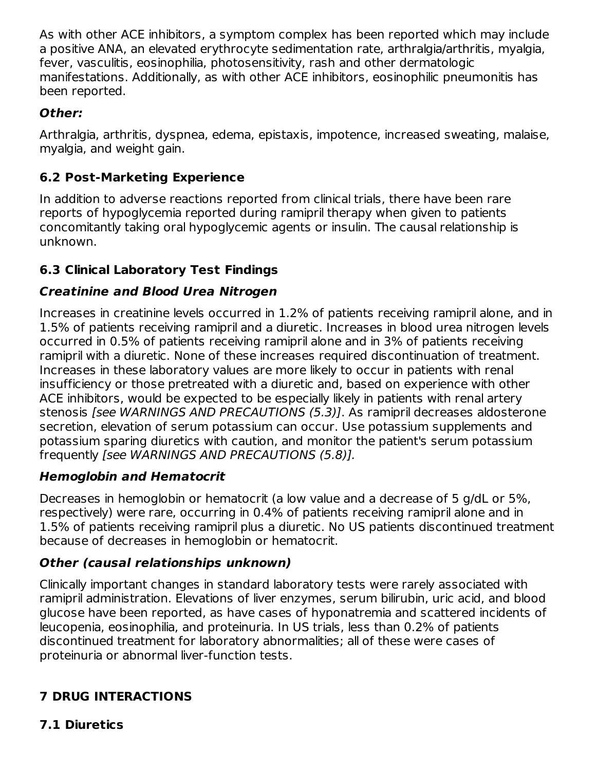As with other ACE inhibitors, a symptom complex has been reported which may include a positive ANA, an elevated erythrocyte sedimentation rate, arthralgia/arthritis, myalgia, fever, vasculitis, eosinophilia, photosensitivity, rash and other dermatologic manifestations. Additionally, as with other ACE inhibitors, eosinophilic pneumonitis has been reported.

***Other:***

Arthralgia, arthritis, dyspnea, edema, epistaxis, impotence, increased sweating, malaise, myalgia, and weight gain.

### 6.2 Post-Marketing Experience

In addition to adverse reactions reported from clinical trials, there have been rare reports of hypoglycemia reported during ramipril therapy when given to patients concomitantly taking oral hypoglycemic agents or insulin. The causal relationship is unknown.

### 6.3 Clinical Laboratory Test Findings

***Creatinine and Blood Urea Nitrogen***

Increases in creatinine levels occurred in 1.2% of patients receiving ramipril alone, and in 1.5% of patients receiving ramipril and a diuretic. Increases in blood urea nitrogen levels occurred in 0.5% of patients receiving ramipril alone and in 3% of patients receiving ramipril with a diuretic. None of these increases required discontinuation of treatment. Increases in these laboratory values are more likely to occur in patients with renal insufficiency or those pretreated with a diuretic and, based on experience with other ACE inhibitors, would be expected to be especially likely in patients with renal artery stenosis *[see WARNINGS AND PRECAUTIONS (5.3)]*. As ramipril decreases aldosterone secretion, elevation of serum potassium can occur. Use potassium supplements and potassium sparing diuretics with caution, and monitor the patient's serum potassium frequently *[see WARNINGS AND PRECAUTIONS (5.8)].*

***Hemoglobin and Hematocrit***

Decreases in hemoglobin or hematocrit (a low value and a decrease of 5 g/dL or 5%, respectively) were rare, occurring in 0.4% of patients receiving ramipril alone and in 1.5% of patients receiving ramipril plus a diuretic. No US patients discontinued treatment because of decreases in hemoglobin or hematocrit.

***Other (causal relationships unknown)***

Clinically important changes in standard laboratory tests were rarely associated with ramipril administration. Elevations of liver enzymes, serum bilirubin, uric acid, and blood glucose have been reported, as have cases of hyponatremia and scattered incidents of leucopenia, eosinophilia, and proteinuria. In US trials, less than 0.2% of patients discontinued treatment for laboratory abnormalities; all of these were cases of proteinuria or abnormal liver-function tests.

## 7 DRUG INTERACTIONS

### 7.1 Diuretics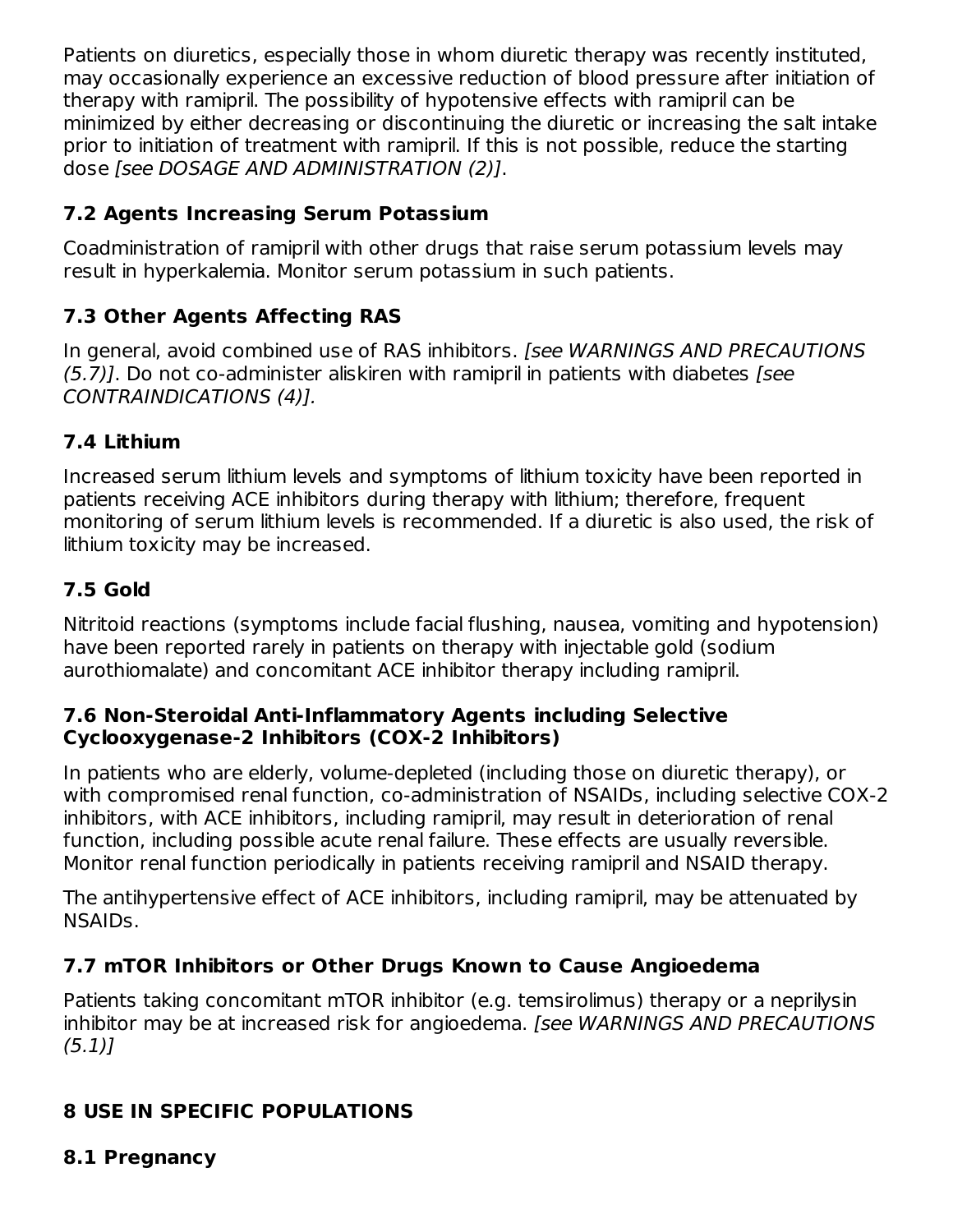Patients on diuretics, especially those in whom diuretic therapy was recently instituted, may occasionally experience an excessive reduction of blood pressure after initiation of therapy with ramipril. The possibility of hypotensive effects with ramipril can be minimized by either decreasing or discontinuing the diuretic or increasing the salt intake prior to initiation of treatment with ramipril. If this is not possible, reduce the starting dose *[see DOSAGE AND ADMINISTRATION (2)]*.

### 7.2 Agents Increasing Serum Potassium

Coadministration of ramipril with other drugs that raise serum potassium levels may result in hyperkalemia. Monitor serum potassium in such patients.

### 7.3 Other Agents Affecting RAS

In general, avoid combined use of RAS inhibitors. *[see WARNINGS AND PRECAUTIONS (5.7)]*. Do not co-administer aliskiren with ramipril in patients with diabetes *[see CONTRAINDICATIONS (4)].*

### 7.4 Lithium

Increased serum lithium levels and symptoms of lithium toxicity have been reported in patients receiving ACE inhibitors during therapy with lithium; therefore, frequent monitoring of serum lithium levels is recommended. If a diuretic is also used, the risk of lithium toxicity may be increased.

### 7.5 Gold

Nitritoid reactions (symptoms include facial flushing, nausea, vomiting and hypotension) have been reported rarely in patients on therapy with injectable gold (sodium aurothiomalate) and concomitant ACE inhibitor therapy including ramipril.

### 7.6 Non-Steroidal Anti-Inflammatory Agents including Selective Cyclooxygenase-2 Inhibitors (COX-2 Inhibitors)

In patients who are elderly, volume-depleted (including those on diuretic therapy), or with compromised renal function, co-administration of NSAIDs, including selective COX-2 inhibitors, with ACE inhibitors, including ramipril, may result in deterioration of renal function, including possible acute renal failure. These effects are usually reversible. Monitor renal function periodically in patients receiving ramipril and NSAID therapy.

The antihypertensive effect of ACE inhibitors, including ramipril, may be attenuated by NSAIDs.

### 7.7 mTOR Inhibitors or Other Drugs Known to Cause Angioedema

Patients taking concomitant mTOR inhibitor (e.g. temsirolimus) therapy or a neprilysin inhibitor may be at increased risk for angioedema. *[see WARNINGS AND PRECAUTIONS (5.1)]*

## 8 USE IN SPECIFIC POPULATIONS

### 8.1 Pregnancy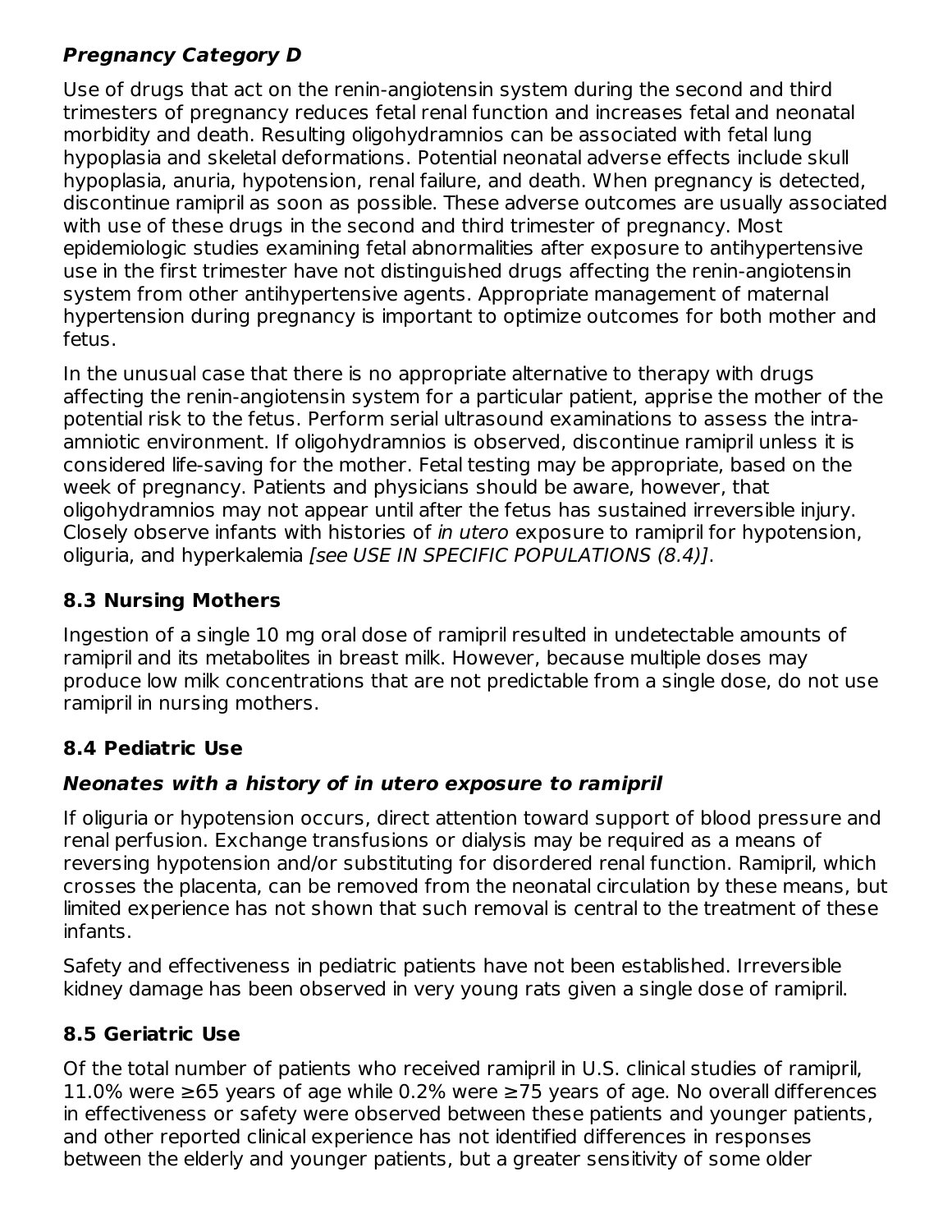***Pregnancy Category D***

Use of drugs that act on the renin-angiotensin system during the second and third trimesters of pregnancy reduces fetal renal function and increases fetal and neonatal morbidity and death. Resulting oligohydramnios can be associated with fetal lung hypoplasia and skeletal deformations. Potential neonatal adverse effects include skull hypoplasia, anuria, hypotension, renal failure, and death. When pregnancy is detected, discontinue ramipril as soon as possible. These adverse outcomes are usually associated with use of these drugs in the second and third trimester of pregnancy. Most epidemiologic studies examining fetal abnormalities after exposure to antihypertensive use in the first trimester have not distinguished drugs affecting the renin-angiotensin system from other antihypertensive agents. Appropriate management of maternal hypertension during pregnancy is important to optimize outcomes for both mother and fetus.

In the unusual case that there is no appropriate alternative to therapy with drugs affecting the renin-angiotensin system for a particular patient, apprise the mother of the potential risk to the fetus. Perform serial ultrasound examinations to assess the intra-amniotic environment. If oligohydramnios is observed, discontinue ramipril unless it is considered life-saving for the mother. Fetal testing may be appropriate, based on the week of pregnancy. Patients and physicians should be aware, however, that oligohydramnios may not appear until after the fetus has sustained irreversible injury. Closely observe infants with histories of *in utero* exposure to ramipril for hypotension, oliguria, and hyperkalemia *[see USE IN SPECIFIC POPULATIONS (8.4)]*.

## 8.3 Nursing Mothers

Ingestion of a single 10 mg oral dose of ramipril resulted in undetectable amounts of ramipril and its metabolites in breast milk. However, because multiple doses may produce low milk concentrations that are not predictable from a single dose, do not use ramipril in nursing mothers.

## 8.4 Pediatric Use

***Neonates with a history of in utero exposure to ramipril***

If oliguria or hypotension occurs, direct attention toward support of blood pressure and renal perfusion. Exchange transfusions or dialysis may be required as a means of reversing hypotension and/or substituting for disordered renal function. Ramipril, which crosses the placenta, can be removed from the neonatal circulation by these means, but limited experience has not shown that such removal is central to the treatment of these infants.

Safety and effectiveness in pediatric patients have not been established. Irreversible kidney damage has been observed in very young rats given a single dose of ramipril.

## 8.5 Geriatric Use

Of the total number of patients who received ramipril in U.S. clinical studies of ramipril, 11.0% were ≥65 years of age while 0.2% were ≥75 years of age. No overall differences in effectiveness or safety were observed between these patients and younger patients, and other reported clinical experience has not identified differences in responses between the elderly and younger patients, but a greater sensitivity of some older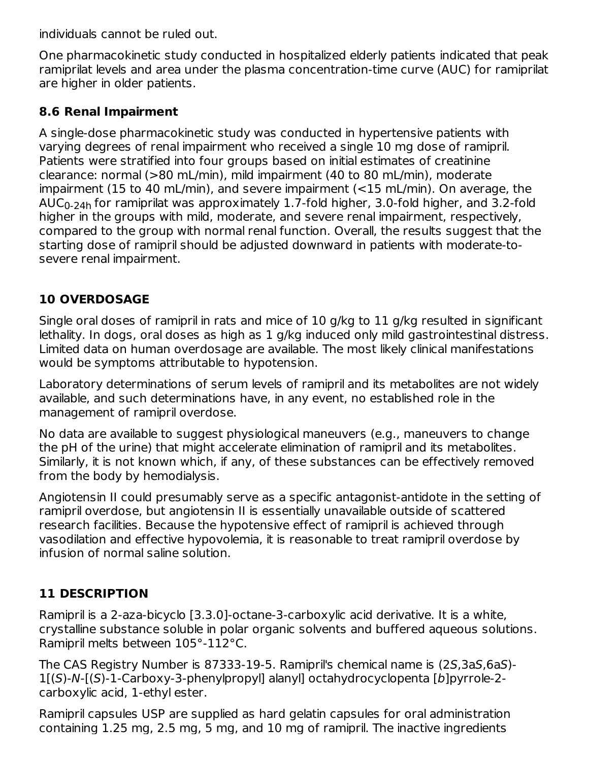individuals cannot be ruled out.

One pharmacokinetic study conducted in hospitalized elderly patients indicated that peak ramiprilat levels and area under the plasma concentration-time curve (AUC) for ramiprilat are higher in older patients.

## 8.6 Renal Impairment

A single-dose pharmacokinetic study was conducted in hypertensive patients with varying degrees of renal impairment who received a single 10 mg dose of ramipril. Patients were stratified into four groups based on initial estimates of creatinine clearance: normal (>80 mL/min), mild impairment (40 to 80 mL/min), moderate impairment (15 to 40 mL/min), and severe impairment (<15 mL/min). On average, the $AUC_{0\text{-}24h}$ for ramiprilat was approximately 1.7-fold higher, 3.0-fold higher, and 3.2-fold higher in the groups with mild, moderate, and severe renal impairment, respectively, compared to the group with normal renal function. Overall, the results suggest that the starting dose of ramipril should be adjusted downward in patients with moderate-to-severe renal impairment.

# 10 OVERDOSAGE

Single oral doses of ramipril in rats and mice of 10 g/kg to 11 g/kg resulted in significant lethality. In dogs, oral doses as high as 1 g/kg induced only mild gastrointestinal distress. Limited data on human overdosage are available. The most likely clinical manifestations would be symptoms attributable to hypotension.

Laboratory determinations of serum levels of ramipril and its metabolites are not widely available, and such determinations have, in any event, no established role in the management of ramipril overdose.

No data are available to suggest physiological maneuvers (e.g., maneuvers to change the pH of the urine) that might accelerate elimination of ramipril and its metabolites. Similarly, it is not known which, if any, of these substances can be effectively removed from the body by hemodialysis.

Angiotensin II could presumably serve as a specific antagonist-antidote in the setting of ramipril overdose, but angiotensin II is essentially unavailable outside of scattered research facilities. Because the hypotensive effect of ramipril is achieved through vasodilation and effective hypovolemia, it is reasonable to treat ramipril overdose by infusion of normal saline solution.

# 11 DESCRIPTION

Ramipril is a 2-aza-bicyclo [3.3.0]-octane-3-carboxylic acid derivative. It is a white, crystalline substance soluble in polar organic solvents and buffered aqueous solutions. Ramipril melts between 105°-112°C.

The CAS Registry Number is 87333-19-5. Ramipril's chemical name is (2*S*,3a*S*,6a*S*)-1[(*S*)-*N*-[(*S*)-1-Carboxy-3-phenylpropyl] alanyl] octahydrocyclopenta [*b*]pyrrole-2-carboxylic acid, 1-ethyl ester.

Ramipril capsules USP are supplied as hard gelatin capsules for oral administration containing 1.25 mg, 2.5 mg, 5 mg, and 10 mg of ramipril. The inactive ingredients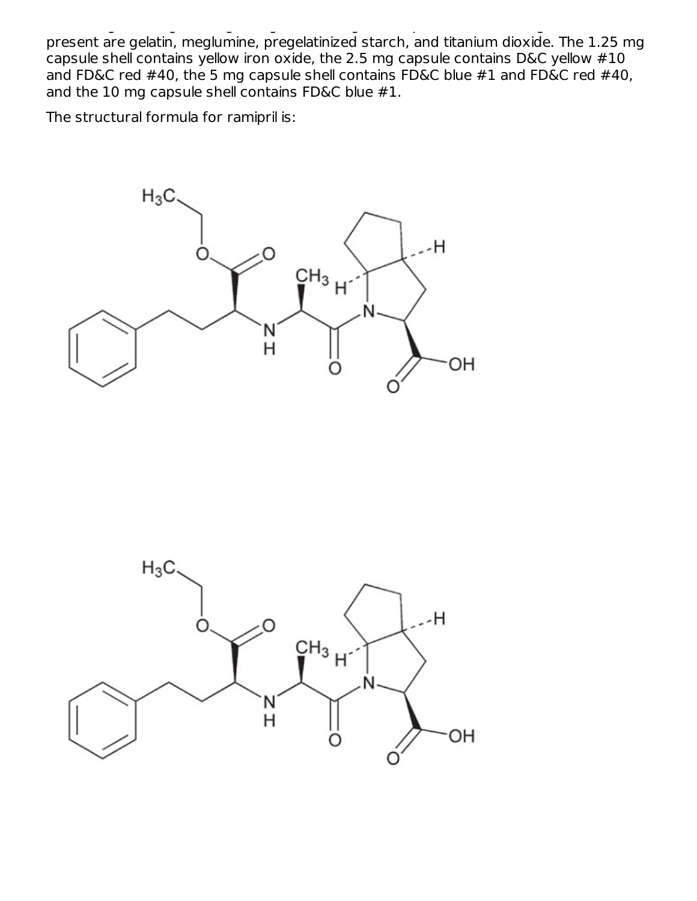present are gelatin, meglumine, pregelatinized starch, and titanium dioxide. The 1.25 mg capsule shell contains yellow iron oxide, the 2.5 mg capsule contains D&C yellow #10 and FD&C red #40, the 5 mg capsule shell contains FD&C blue #1 and FD&C red #40, and the 10 mg capsule shell contains FD&C blue #1.

The structural formula for ramipril is: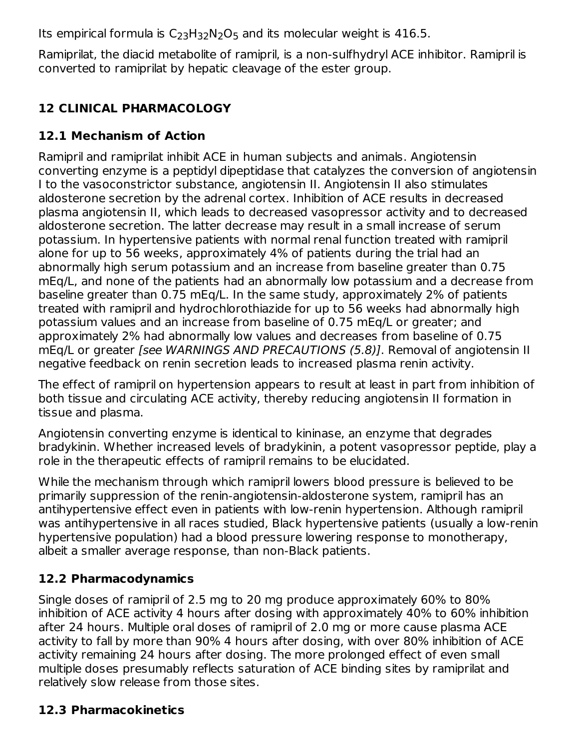Its empirical formula is $C_{23}H_{32}N_2O_5$ and its molecular weight is 416.5.

Ramiprilat, the diacid metabolite of ramipril, is a non-sulfhydryl ACE inhibitor. Ramipril is converted to ramiprilat by hepatic cleavage of the ester group.

## 12 CLINICAL PHARMACOLOGY

### 12.1 Mechanism of Action

Ramipril and ramiprilat inhibit ACE in human subjects and animals. Angiotensin converting enzyme is a peptidyl dipeptidase that catalyzes the conversion of angiotensin I to the vasoconstrictor substance, angiotensin II. Angiotensin II also stimulates aldosterone secretion by the adrenal cortex. Inhibition of ACE results in decreased plasma angiotensin II, which leads to decreased vasopressor activity and to decreased aldosterone secretion. The latter decrease may result in a small increase of serum potassium. In hypertensive patients with normal renal function treated with ramipril alone for up to 56 weeks, approximately 4% of patients during the trial had an abnormally high serum potassium and an increase from baseline greater than 0.75 mEq/L, and none of the patients had an abnormally low potassium and a decrease from baseline greater than 0.75 mEq/L. In the same study, approximately 2% of patients treated with ramipril and hydrochlorothiazide for up to 56 weeks had abnormally high potassium values and an increase from baseline of 0.75 mEq/L or greater; and approximately 2% had abnormally low values and decreases from baseline of 0.75 mEq/L or greater *[see WARNINGS AND PRECAUTIONS (5.8)]*. Removal of angiotensin II negative feedback on renin secretion leads to increased plasma renin activity.

The effect of ramipril on hypertension appears to result at least in part from inhibition of both tissue and circulating ACE activity, thereby reducing angiotensin II formation in tissue and plasma.

Angiotensin converting enzyme is identical to kininase, an enzyme that degrades bradykinin. Whether increased levels of bradykinin, a potent vasopressor peptide, play a role in the therapeutic effects of ramipril remains to be elucidated.

While the mechanism through which ramipril lowers blood pressure is believed to be primarily suppression of the renin-angiotensin-aldosterone system, ramipril has an antihypertensive effect even in patients with low-renin hypertension. Although ramipril was antihypertensive in all races studied, Black hypertensive patients (usually a low-renin hypertensive population) had a blood pressure lowering response to monotherapy, albeit a smaller average response, than non-Black patients.

### 12.2 Pharmacodynamics

Single doses of ramipril of 2.5 mg to 20 mg produce approximately 60% to 80% inhibition of ACE activity 4 hours after dosing with approximately 40% to 60% inhibition after 24 hours. Multiple oral doses of ramipril of 2.0 mg or more cause plasma ACE activity to fall by more than 90% 4 hours after dosing, with over 80% inhibition of ACE activity remaining 24 hours after dosing. The more prolonged effect of even small multiple doses presumably reflects saturation of ACE binding sites by ramiprilat and relatively slow release from those sites.

### 12.3 Pharmacokinetics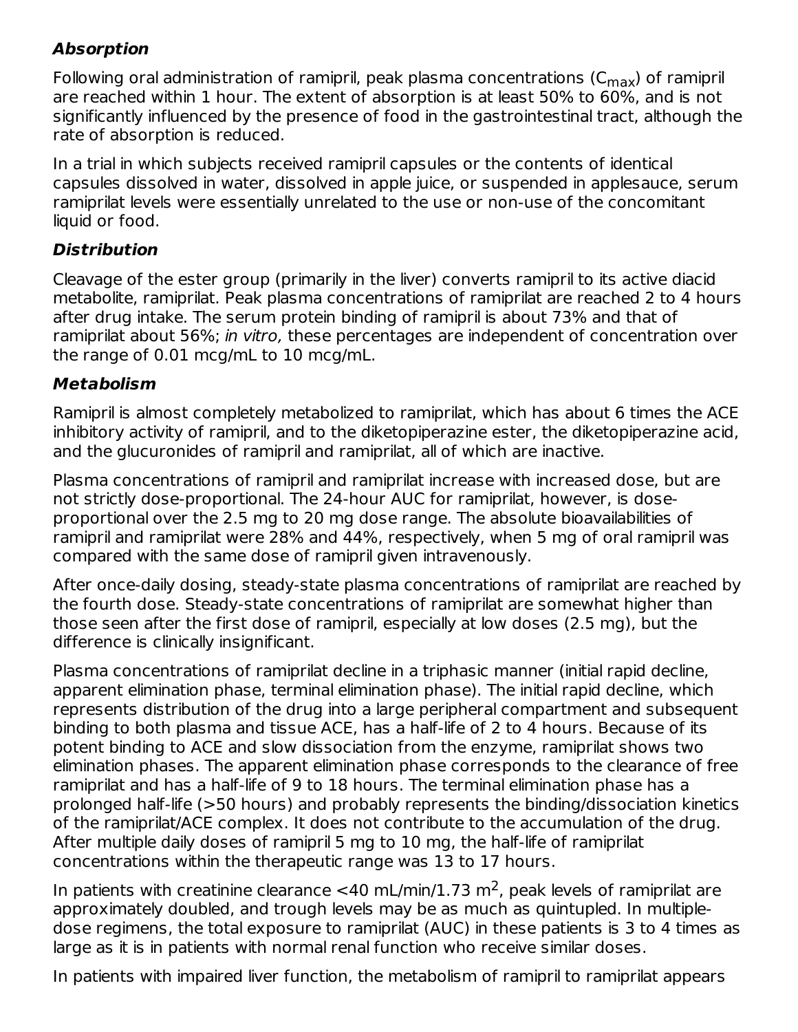### Absorption

Following oral administration of ramipril, peak plasma concentrations ($C_{max}$) of ramipril are reached within 1 hour. The extent of absorption is at least 50% to 60%, and is not significantly influenced by the presence of food in the gastrointestinal tract, although the rate of absorption is reduced.

In a trial in which subjects received ramipril capsules or the contents of identical capsules dissolved in water, dissolved in apple juice, or suspended in applesauce, serum ramiprilat levels were essentially unrelated to the use or non-use of the concomitant liquid or food.

### Distribution

Cleavage of the ester group (primarily in the liver) converts ramipril to its active diacid metabolite, ramiprilat. Peak plasma concentrations of ramiprilat are reached 2 to 4 hours after drug intake. The serum protein binding of ramipril is about 73% and that of ramiprilat about 56%; *in vitro,* these percentages are independent of concentration over the range of 0.01 mcg/mL to 10 mcg/mL.

### Metabolism

Ramipril is almost completely metabolized to ramiprilat, which has about 6 times the ACE inhibitory activity of ramipril, and to the diketopiperazine ester, the diketopiperazine acid, and the glucuronides of ramipril and ramiprilat, all of which are inactive.

Plasma concentrations of ramipril and ramiprilat increase with increased dose, but are not strictly dose-proportional. The 24-hour AUC for ramiprilat, however, is dose-proportional over the 2.5 mg to 20 mg dose range. The absolute bioavailabilities of ramipril and ramiprilat were 28% and 44%, respectively, when 5 mg of oral ramipril was compared with the same dose of ramipril given intravenously.

After once-daily dosing, steady-state plasma concentrations of ramiprilat are reached by the fourth dose. Steady-state concentrations of ramiprilat are somewhat higher than those seen after the first dose of ramipril, especially at low doses (2.5 mg), but the difference is clinically insignificant.

Plasma concentrations of ramiprilat decline in a triphasic manner (initial rapid decline, apparent elimination phase, terminal elimination phase). The initial rapid decline, which represents distribution of the drug into a large peripheral compartment and subsequent binding to both plasma and tissue ACE, has a half-life of 2 to 4 hours. Because of its potent binding to ACE and slow dissociation from the enzyme, ramiprilat shows two elimination phases. The apparent elimination phase corresponds to the clearance of free ramiprilat and has a half-life of 9 to 18 hours. The terminal elimination phase has a prolonged half-life (>50 hours) and probably represents the binding/dissociation kinetics of the ramiprilat/ACE complex. It does not contribute to the accumulation of the drug. After multiple daily doses of ramipril 5 mg to 10 mg, the half-life of ramiprilat concentrations within the therapeutic range was 13 to 17 hours.

In patients with creatinine clearance <40 mL/min/1.73 $m^2$, peak levels of ramiprilat are approximately doubled, and trough levels may be as much as quintupled. In multiple-dose regimens, the total exposure to ramiprilat (AUC) in these patients is 3 to 4 times as large as it is in patients with normal renal function who receive similar doses.

In patients with impaired liver function, the metabolism of ramipril to ramiprilat appears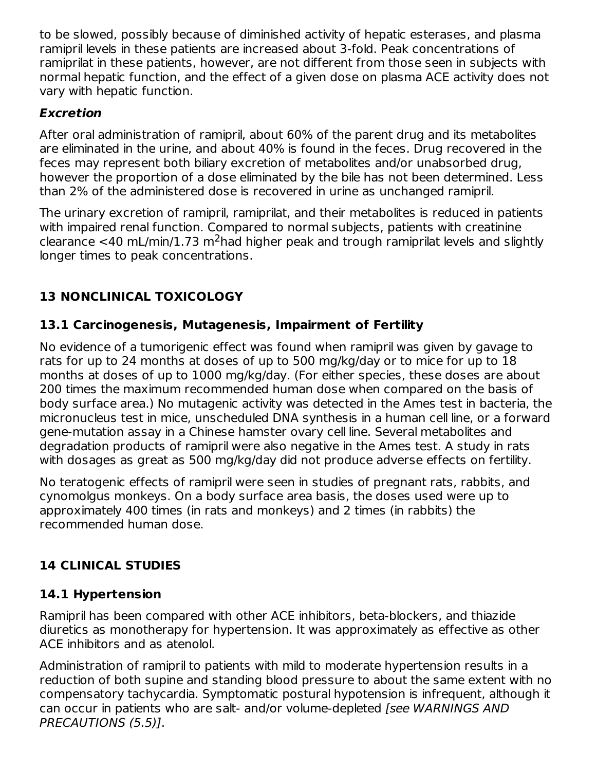to be slowed, possibly because of diminished activity of hepatic esterases, and plasma ramipril levels in these patients are increased about 3-fold. Peak concentrations of ramiprilat in these patients, however, are not different from those seen in subjects with normal hepatic function, and the effect of a given dose on plasma ACE activity does not vary with hepatic function.

***Excretion***

After oral administration of ramipril, about 60% of the parent drug and its metabolites are eliminated in the urine, and about 40% is found in the feces. Drug recovered in the feces may represent both biliary excretion of metabolites and/or unabsorbed drug, however the proportion of a dose eliminated by the bile has not been determined. Less than 2% of the administered dose is recovered in urine as unchanged ramipril.

The urinary excretion of ramipril, ramiprilat, and their metabolites is reduced in patients with impaired renal function. Compared to normal subjects, patients with creatinine clearance <40 mL/min/1.73 $m^2$had higher peak and trough ramiprilat levels and slightly longer times to peak concentrations.

## 13 NONCLINICAL TOXICOLOGY

### 13.1 Carcinogenesis, Mutagenesis, Impairment of Fertility

No evidence of a tumorigenic effect was found when ramipril was given by gavage to rats for up to 24 months at doses of up to 500 mg/kg/day or to mice for up to 18 months at doses of up to 1000 mg/kg/day. (For either species, these doses are about 200 times the maximum recommended human dose when compared on the basis of body surface area.) No mutagenic activity was detected in the Ames test in bacteria, the micronucleus test in mice, unscheduled DNA synthesis in a human cell line, or a forward gene-mutation assay in a Chinese hamster ovary cell line. Several metabolites and degradation products of ramipril were also negative in the Ames test. A study in rats with dosages as great as 500 mg/kg/day did not produce adverse effects on fertility.

No teratogenic effects of ramipril were seen in studies of pregnant rats, rabbits, and cynomolgus monkeys. On a body surface area basis, the doses used were up to approximately 400 times (in rats and monkeys) and 2 times (in rabbits) the recommended human dose.

## 14 CLINICAL STUDIES

### 14.1 Hypertension

Ramipril has been compared with other ACE inhibitors, beta-blockers, and thiazide diuretics as monotherapy for hypertension. It was approximately as effective as other ACE inhibitors and as atenolol.

Administration of ramipril to patients with mild to moderate hypertension results in a reduction of both supine and standing blood pressure to about the same extent with no compensatory tachycardia. Symptomatic postural hypotension is infrequent, although it can occur in patients who are salt- and/or volume-depleted *[see WARNINGS AND PRECAUTIONS (5.5)]*.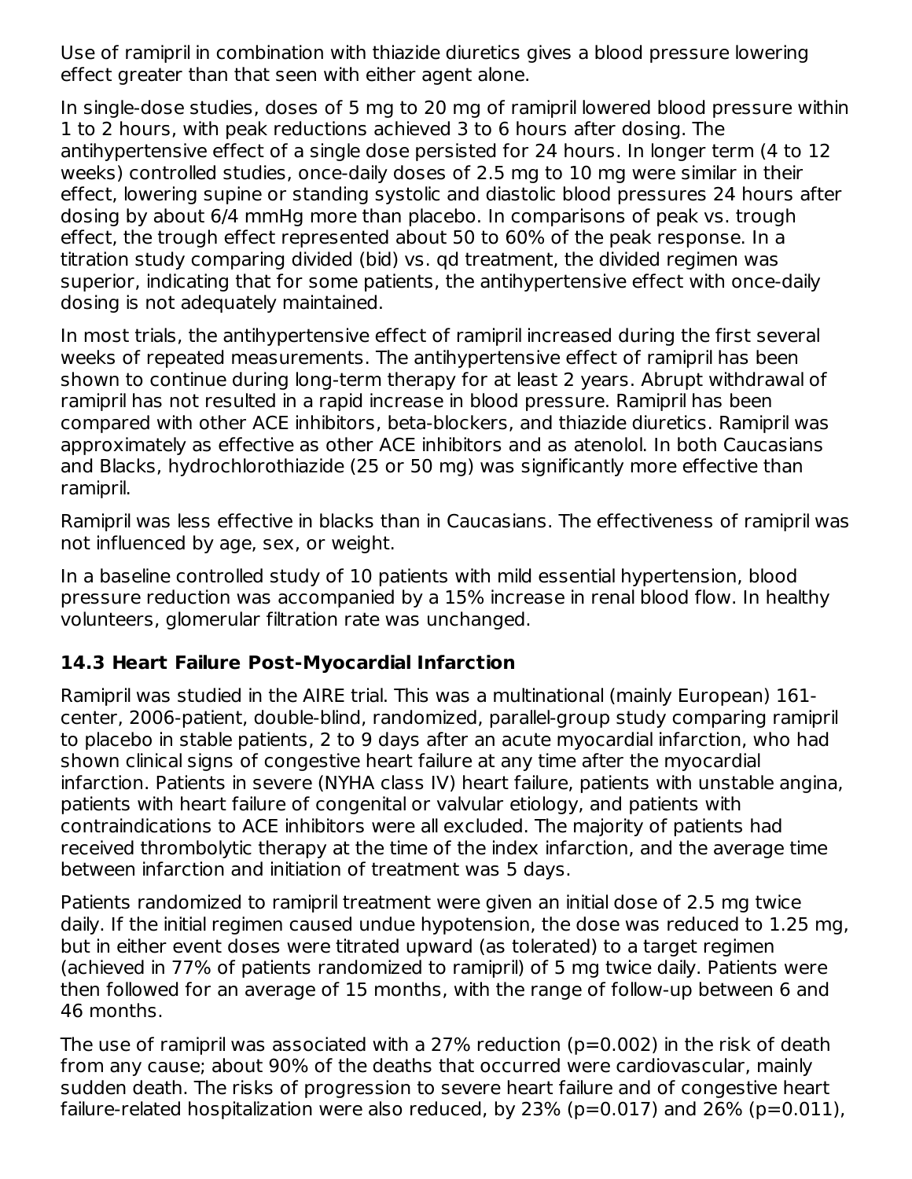Use of ramipril in combination with thiazide diuretics gives a blood pressure lowering effect greater than that seen with either agent alone.

In single-dose studies, doses of 5 mg to 20 mg of ramipril lowered blood pressure within 1 to 2 hours, with peak reductions achieved 3 to 6 hours after dosing. The antihypertensive effect of a single dose persisted for 24 hours. In longer term (4 to 12 weeks) controlled studies, once-daily doses of 2.5 mg to 10 mg were similar in their effect, lowering supine or standing systolic and diastolic blood pressures 24 hours after dosing by about 6/4 mmHg more than placebo. In comparisons of peak vs. trough effect, the trough effect represented about 50 to 60% of the peak response. In a titration study comparing divided (bid) vs. qd treatment, the divided regimen was superior, indicating that for some patients, the antihypertensive effect with once-daily dosing is not adequately maintained.

In most trials, the antihypertensive effect of ramipril increased during the first several weeks of repeated measurements. The antihypertensive effect of ramipril has been shown to continue during long-term therapy for at least 2 years. Abrupt withdrawal of ramipril has not resulted in a rapid increase in blood pressure. Ramipril has been compared with other ACE inhibitors, beta-blockers, and thiazide diuretics. Ramipril was approximately as effective as other ACE inhibitors and as atenolol. In both Caucasians and Blacks, hydrochlorothiazide (25 or 50 mg) was significantly more effective than ramipril.

Ramipril was less effective in blacks than in Caucasians. The effectiveness of ramipril was not influenced by age, sex, or weight.

In a baseline controlled study of 10 patients with mild essential hypertension, blood pressure reduction was accompanied by a 15% increase in renal blood flow. In healthy volunteers, glomerular filtration rate was unchanged.

### 14.3 Heart Failure Post-Myocardial Infarction

Ramipril was studied in the AIRE trial. This was a multinational (mainly European) 161-center, 2006-patient, double-blind, randomized, parallel-group study comparing ramipril to placebo in stable patients, 2 to 9 days after an acute myocardial infarction, who had shown clinical signs of congestive heart failure at any time after the myocardial infarction. Patients in severe (NYHA class IV) heart failure, patients with unstable angina, patients with heart failure of congenital or valvular etiology, and patients with contraindications to ACE inhibitors were all excluded. The majority of patients had received thrombolytic therapy at the time of the index infarction, and the average time between infarction and initiation of treatment was 5 days.

Patients randomized to ramipril treatment were given an initial dose of 2.5 mg twice daily. If the initial regimen caused undue hypotension, the dose was reduced to 1.25 mg, but in either event doses were titrated upward (as tolerated) to a target regimen (achieved in 77% of patients randomized to ramipril) of 5 mg twice daily. Patients were then followed for an average of 15 months, with the range of follow-up between 6 and 46 months.

The use of ramipril was associated with a 27% reduction ($p=0.002$) in the risk of death from any cause; about 90% of the deaths that occurred were cardiovascular, mainly sudden death. The risks of progression to severe heart failure and of congestive heart failure-related hospitalization were also reduced, by 23% ($p=0.017$) and 26% ($p=0.011$),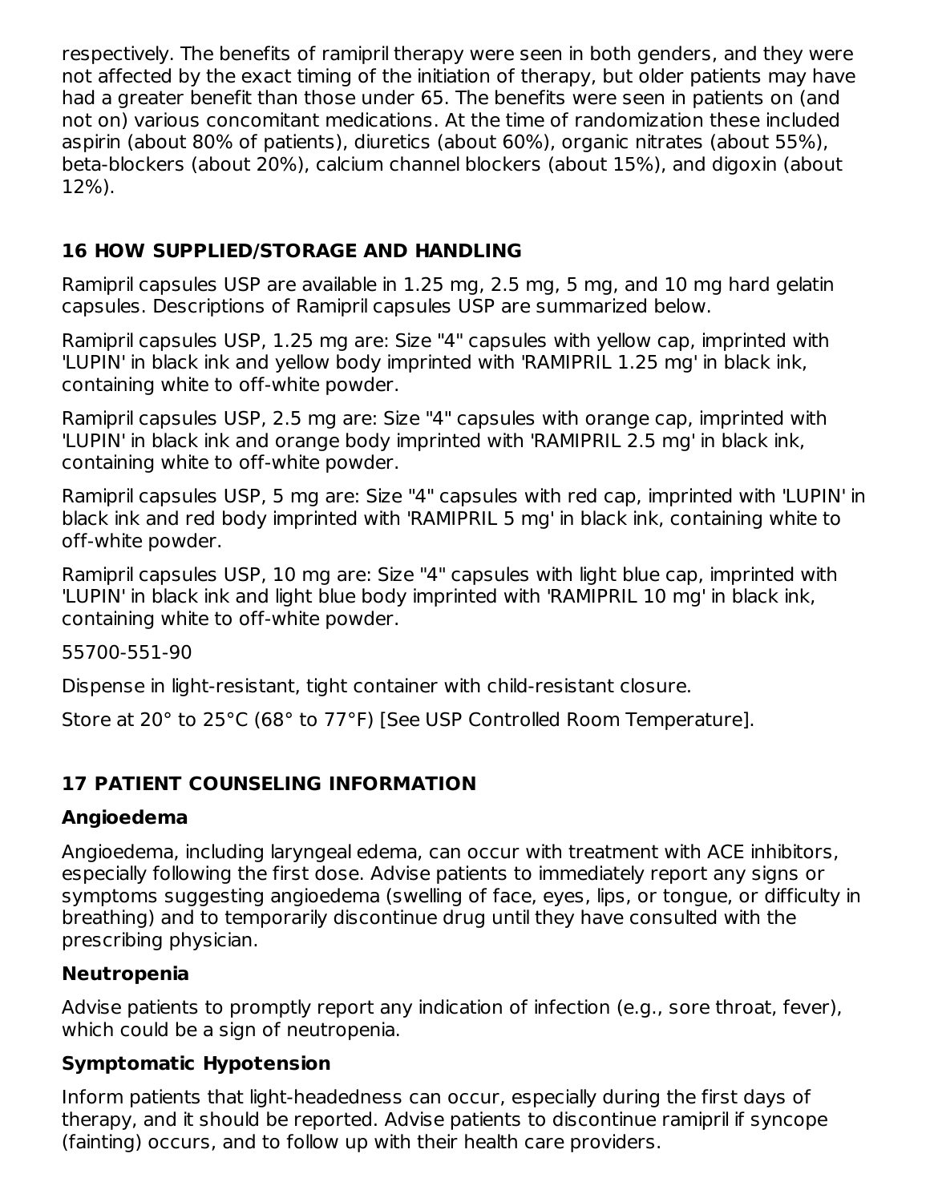respectively. The benefits of ramipril therapy were seen in both genders, and they were not affected by the exact timing of the initiation of therapy, but older patients may have had a greater benefit than those under 65. The benefits were seen in patients on (and not on) various concomitant medications. At the time of randomization these included aspirin (about 80% of patients), diuretics (about 60%), organic nitrates (about 55%), beta-blockers (about 20%), calcium channel blockers (about 15%), and digoxin (about 12%).

## 16 HOW SUPPLIED/STORAGE AND HANDLING

Ramipril capsules USP are available in 1.25 mg, 2.5 mg, 5 mg, and 10 mg hard gelatin capsules. Descriptions of Ramipril capsules USP are summarized below.

Ramipril capsules USP, 1.25 mg are: Size "4" capsules with yellow cap, imprinted with 'LUPIN' in black ink and yellow body imprinted with 'RAMIPRIL 1.25 mg' in black ink, containing white to off-white powder.

Ramipril capsules USP, 2.5 mg are: Size "4" capsules with orange cap, imprinted with 'LUPIN' in black ink and orange body imprinted with 'RAMIPRIL 2.5 mg' in black ink, containing white to off-white powder.

Ramipril capsules USP, 5 mg are: Size "4" capsules with red cap, imprinted with 'LUPIN' in black ink and red body imprinted with 'RAMIPRIL 5 mg' in black ink, containing white to off-white powder.

Ramipril capsules USP, 10 mg are: Size "4" capsules with light blue cap, imprinted with 'LUPIN' in black ink and light blue body imprinted with 'RAMIPRIL 10 mg' in black ink, containing white to off-white powder.

55700-551-90

Dispense in light-resistant, tight container with child-resistant closure.

Store at 20° to 25°C (68° to 77°F) [See USP Controlled Room Temperature].

## 17 PATIENT COUNSELING INFORMATION

### Angioedema

Angioedema, including laryngeal edema, can occur with treatment with ACE inhibitors, especially following the first dose. Advise patients to immediately report any signs or symptoms suggesting angioedema (swelling of face, eyes, lips, or tongue, or difficulty in breathing) and to temporarily discontinue drug until they have consulted with the prescribing physician.

### Neutropenia

Advise patients to promptly report any indication of infection (e.g., sore throat, fever), which could be a sign of neutropenia.

### Symptomatic Hypotension

Inform patients that light-headedness can occur, especially during the first days of therapy, and it should be reported. Advise patients to discontinue ramipril if syncope (fainting) occurs, and to follow up with their health care providers.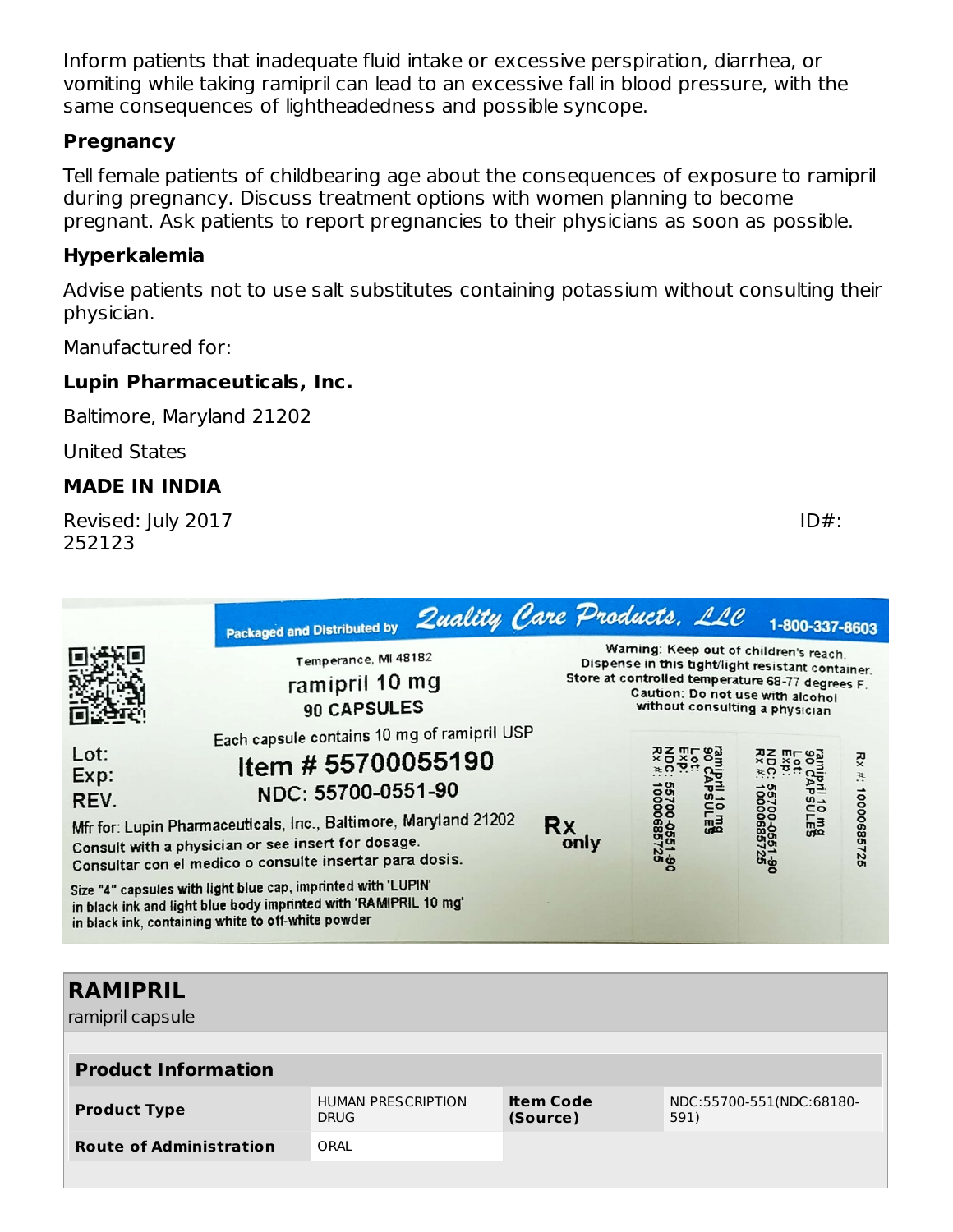Inform patients that inadequate fluid intake or excessive perspiration, diarrhea, or vomiting while taking ramipril can lead to an excessive fall in blood pressure, with the same consequences of lightheadedness and possible syncope.

### Pregnancy

Tell female patients of childbearing age about the consequences of exposure to ramipril during pregnancy. Discuss treatment options with women planning to become pregnant. Ask patients to report pregnancies to their physicians as soon as possible.

### Hyperkalemia

Advise patients not to use salt substitutes containing potassium without consulting their physician.

Manufactured for:

**Lupin Pharmaceuticals, Inc.**

Baltimore, Maryland 21202

United States

**MADE IN INDIA**

Revised: July 2017 ID#: 252123

Packaged and Distributed by Quality Care Products, LLC 1-800-337-8603

Temperance, MI 48182

ramipril 10 mg

90 CAPSULES

Each capsule contains 10 mg of ramipril USP

Item # 55700055190

NDC: 55700-0551-90

Lot:
Exp:
REV.

Mfr for: Lupin Pharmaceuticals, Inc., Baltimore, Maryland 21202

Consult with a physician or see insert for dosage.

Consultar con el medico o consulte insertar para dosis.

Size "4" capsules with light blue cap, imprinted with 'LUPIN' in black ink and light blue body imprinted with 'RAMIPRIL 10 mg' in black ink, containing white to off-white powder

Warning: Keep out of children's reach.
Dispense in this tight/light resistant container.
Store at controlled temperature 68-77 degrees F.
Caution: Do not use with alcohol without consulting a physician

Rx only

ramipril 10 mg
90 CAPSULES
Lot:
Exp:
NDC: 55700-0551-90
Rx #: 10000685725

ramipril 10 mg
90 CAPSULES
Lot:
Exp:
NDC: 55700-0551-90
Rx #: 10000685725

Rx #: 10000685725

| RAMIPRIL | | | |
|---|---|---|---|
| ramipril capsule | | | |
| **Product Information** | | | |
| **Product Type** | HUMAN PRESCRIPTION DRUG | **Item Code (Source)** | NDC:55700-551(NDC:68180-591) |
| **Route of Administration** | ORAL | | |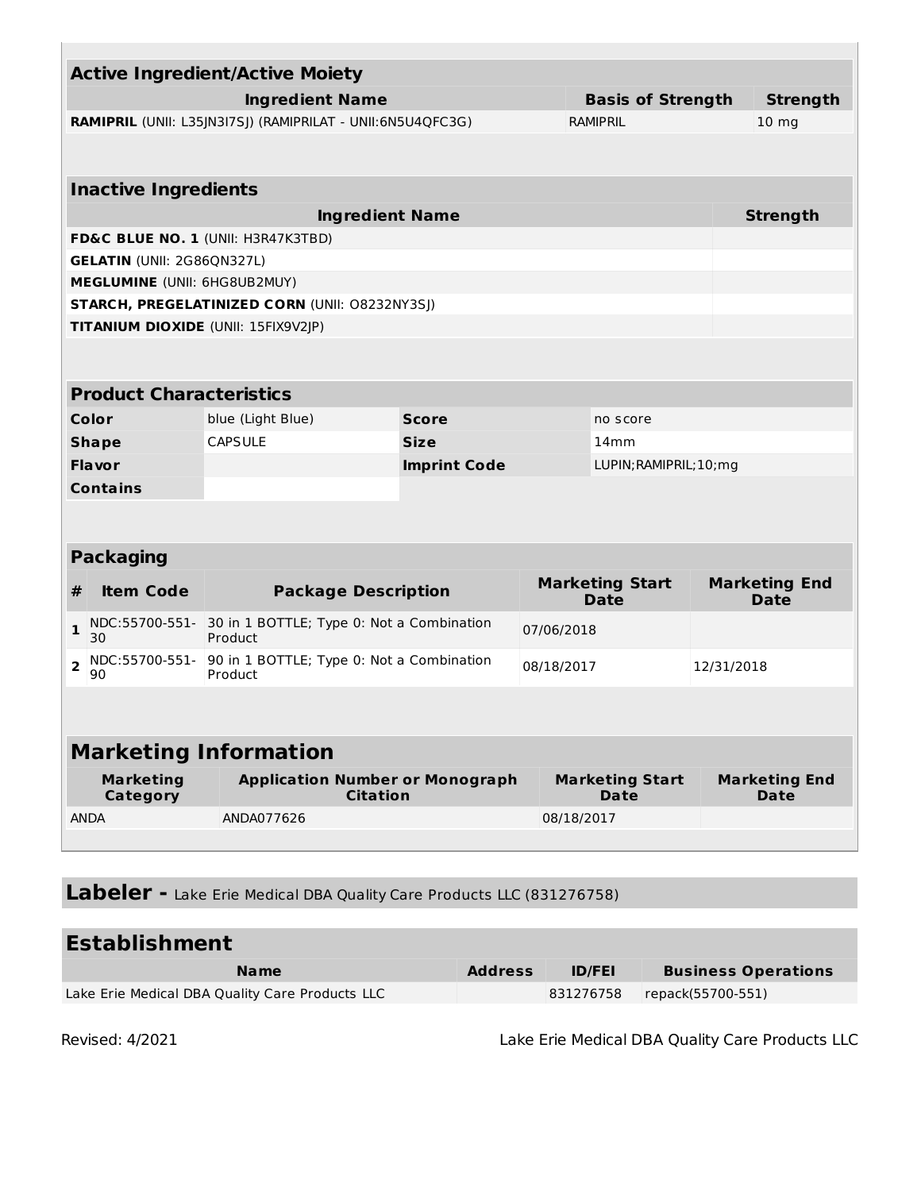| Active Ingredient/Active Moiety | | |
|---|---|---|
| **Ingredient Name** | **Basis of Strength** | **Strength** |
| **RAMIPRIL** (UNII: L35JN3I7SJ) (RAMIPRILAT - UNII:6N5U4QFC3G) | RAMIPRIL | 10 mg |

| Inactive Ingredients | |
|---|---|
| **Ingredient Name** | **Strength** |
| **FD&C BLUE NO. 1** (UNII: H3R47K3TBD) | |
| **GELATIN** (UNII: 2G86QN327L) | |
| **MEGLUMINE** (UNII: 6HG8UB2MUY) | |
| **STARCH, PREGELATINIZED CORN** (UNII: O8232NY3SJ) | |
| **TITANIUM DIOXIDE** (UNII: 15FIX9V2JP) | |

| Product Characteristics | | | |
|---|---|---|---|
| **Color** | blue (Light Blue) | **Score** | no score |
| **Shape** | CAPSULE | **Size** | 14mm |
| **Flavor** | | **Imprint Code** | LUPIN;RAMIPRIL;10;mg |
| **Contains** | | | |

| Packaging | | | | |
|---|---|---|---|---|
| **#** | **Item Code** | **Package Description** | **Marketing Start Date** | **Marketing End Date** |
| **1** | NDC:55700-551-30 | 30 in 1 BOTTLE; Type 0: Not a Combination Product | 07/06/2018 | |
| **2** | NDC:55700-551-90 | 90 in 1 BOTTLE; Type 0: Not a Combination Product | 08/18/2017 | 12/31/2018 |

| Marketing Information | | | |
|---|---|---|---|
| **Marketing Category** | **Application Number or Monograph Citation** | **Marketing Start Date** | **Marketing End Date** |
| ANDA | ANDA077626 | 08/18/2017 | |

**Labeler -** Lake Erie Medical DBA Quality Care Products LLC (831276758)

| Establishment | | | |
|---|---|---|---|
| **Name** | **Address** | **ID/FEI** | **Business Operations** |
| Lake Erie Medical DBA Quality Care Products LLC | | 831276758 | repack(55700-551) |

Revised: 4/2021

Lake Erie Medical DBA Quality Care Products LLC